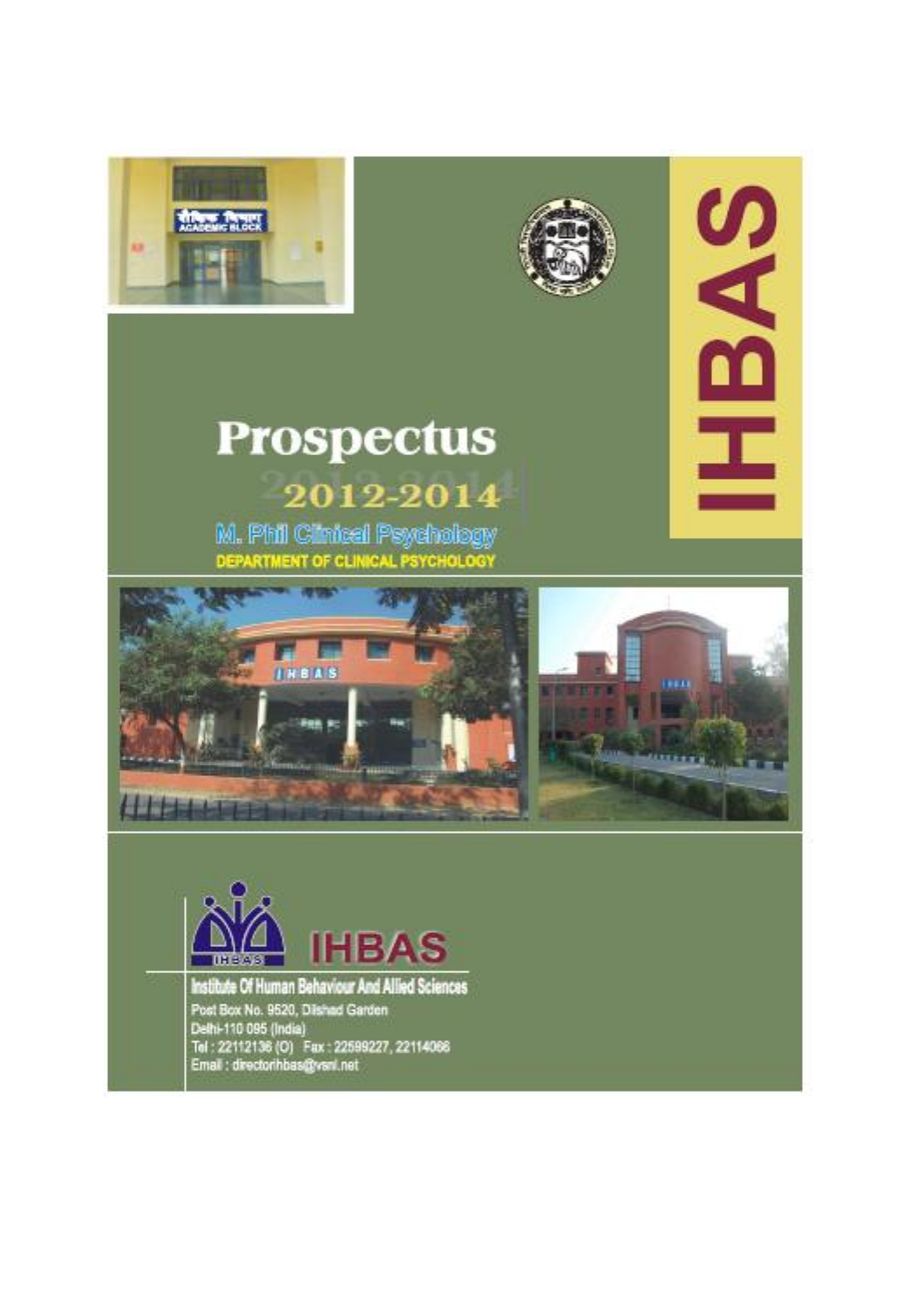# Prospectus

## 2012-2014

**M. Phil Clinical Psychology**

**DEPARTMENT OF CLINICAL PSYCHOLOGY**

IHBAS

**IHBAS**

**Institute Of Human Behaviour And Allied Sciences**

Post Box No. 9520, Dilshad Garden
Delhi-110 095 (India)
Tel : 22112136 (O) Fax : 22599227, 22114066
Email : directorihbas@vsnl.net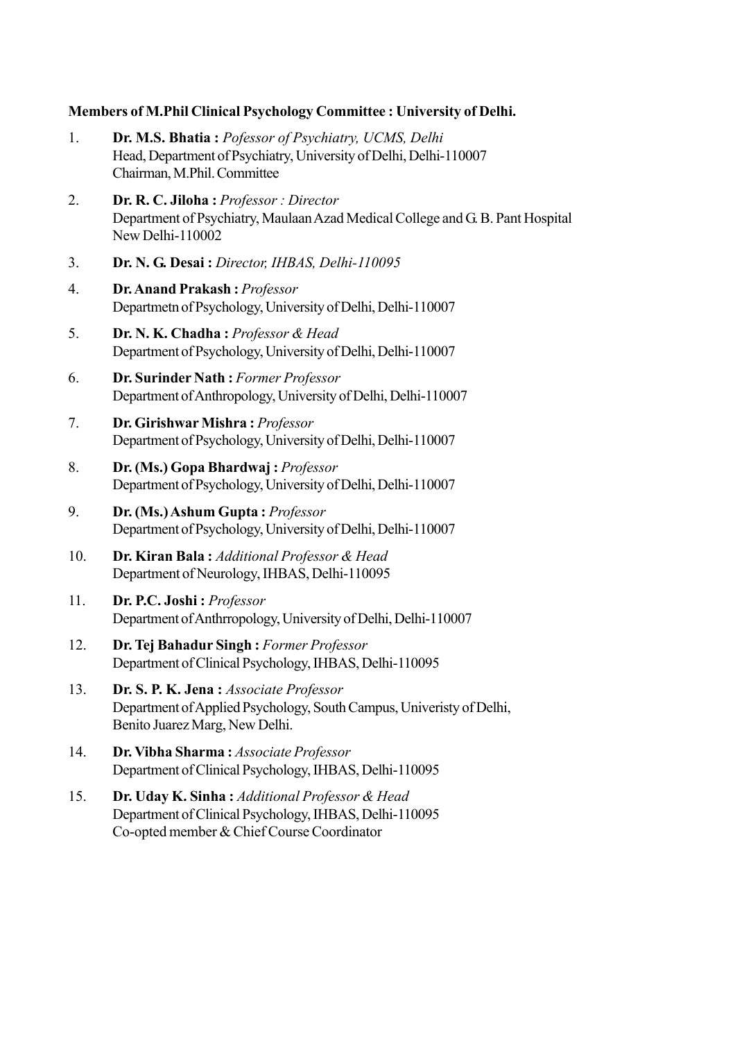**Members of M.Phil Clinical Psychology Committee : University of Delhi.**

1. **Dr. M.S. Bhatia :** *Pofessor of Psychiatry, UCMS, Delhi*
   Head, Department of Psychiatry, University of Delhi, Delhi-110007
   Chairman, M.Phil. Committee

2. **Dr. R. C. Jiloha :** *Professor : Director*
   Department of Psychiatry, Maulaan Azad Medical College and G. B. Pant Hospital
   New Delhi-110002

3. **Dr. N. G. Desai :** *Director, IHBAS, Delhi-110095*

4. **Dr. Anand Prakash :** *Professor*
   Departmetn of Psychology, University of Delhi, Delhi-110007

5. **Dr. N. K. Chadha :** *Professor & Head*
   Department of Psychology, University of Delhi, Delhi-110007

6. **Dr. Surinder Nath :** *Former Professor*
   Department of Anthropology, University of Delhi, Delhi-110007

7. **Dr. Girishwar Mishra :** *Professor*
   Department of Psychology, University of Delhi, Delhi-110007

8. **Dr. (Ms.) Gopa Bhardwaj :** *Professor*
   Department of Psychology, University of Delhi, Delhi-110007

9. **Dr. (Ms.) Ashum Gupta :** *Professor*
   Department of Psychology, University of Delhi, Delhi-110007

10. **Dr. Kiran Bala :** *Additional Professor & Head*
    Department of Neurology, IHBAS, Delhi-110095

11. **Dr. P.C. Joshi :** *Professor*
    Department of Anthrropology, University of Delhi, Delhi-110007

12. **Dr. Tej Bahadur Singh :** *Former Professor*
    Department of Clinical Psychology, IHBAS, Delhi-110095

13. **Dr. S. P. K. Jena :** *Associate Professor*
    Department of Applied Psychology, South Campus, Univeristy of Delhi,
    Benito Juarez Marg, New Delhi.

14. **Dr. Vibha Sharma :** *Associate Professor*
    Department of Clinical Psychology, IHBAS, Delhi-110095

15. **Dr. Uday K. Sinha :** *Additional Professor & Head*
    Department of Clinical Psychology, IHBAS, Delhi-110095
    Co-opted member & Chief Course Coordinator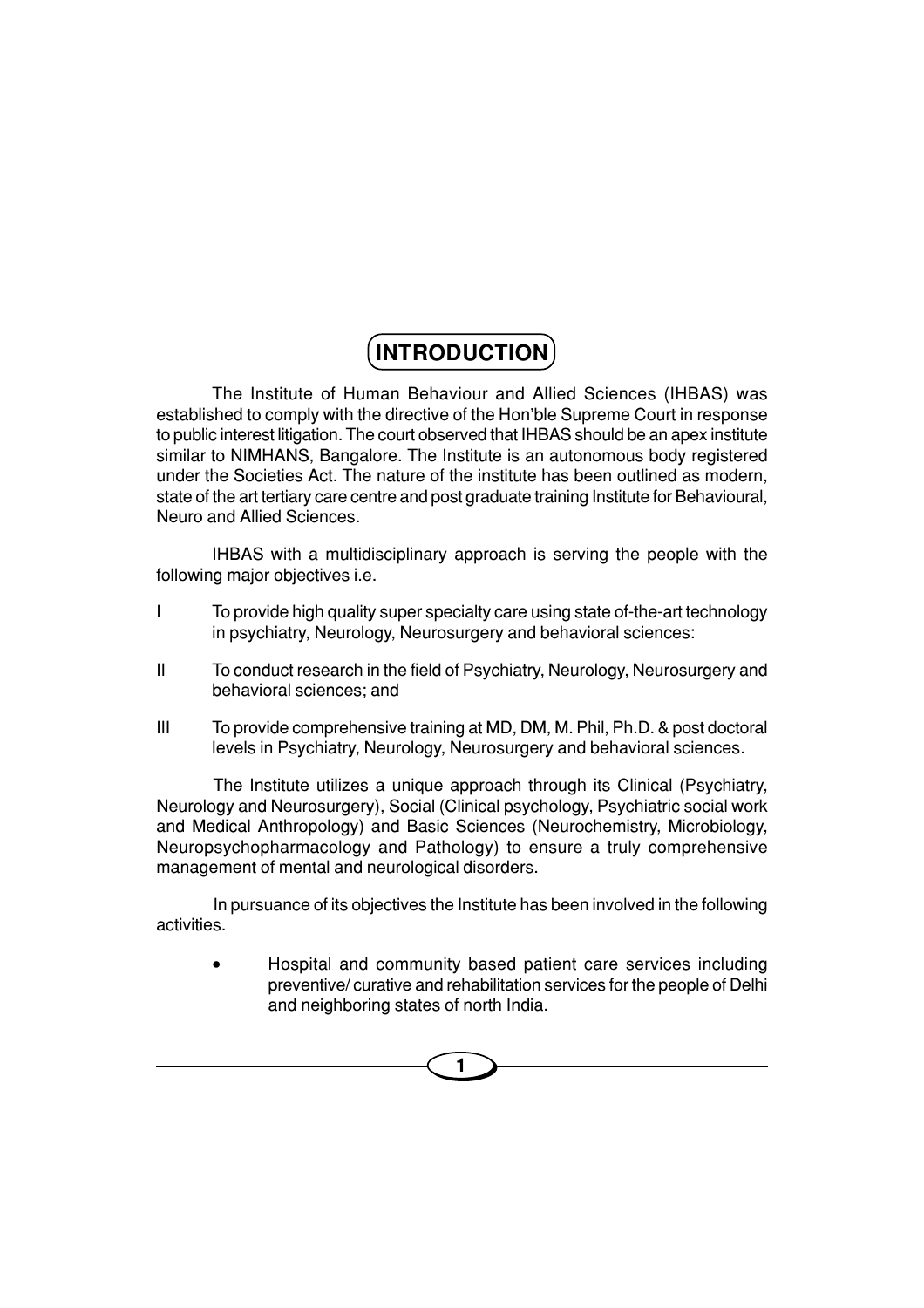# INTRODUCTION

The Institute of Human Behaviour and Allied Sciences (IHBAS) was established to comply with the directive of the Hon'ble Supreme Court in response to public interest litigation. The court observed that IHBAS should be an apex institute similar to NIMHANS, Bangalore. The Institute is an autonomous body registered under the Societies Act. The nature of the institute has been outlined as modern, state of the art tertiary care centre and post graduate training Institute for Behavioural, Neuro and Allied Sciences.

IHBAS with a multidisciplinary approach is serving the people with the following major objectives i.e.

I To provide high quality super specialty care using state of-the-art technology in psychiatry, Neurology, Neurosurgery and behavioral sciences:

II To conduct research in the field of Psychiatry, Neurology, Neurosurgery and behavioral sciences; and

III To provide comprehensive training at MD, DM, M. Phil, Ph.D. & post doctoral levels in Psychiatry, Neurology, Neurosurgery and behavioral sciences.

The Institute utilizes a unique approach through its Clinical (Psychiatry, Neurology and Neurosurgery), Social (Clinical psychology, Psychiatric social work and Medical Anthropology) and Basic Sciences (Neurochemistry, Microbiology, Neuropsychopharmacology and Pathology) to ensure a truly comprehensive management of mental and neurological disorders.

In pursuance of its objectives the Institute has been involved in the following activities.

- Hospital and community based patient care services including preventive/ curative and rehabilitation services for the people of Delhi and neighboring states of north India.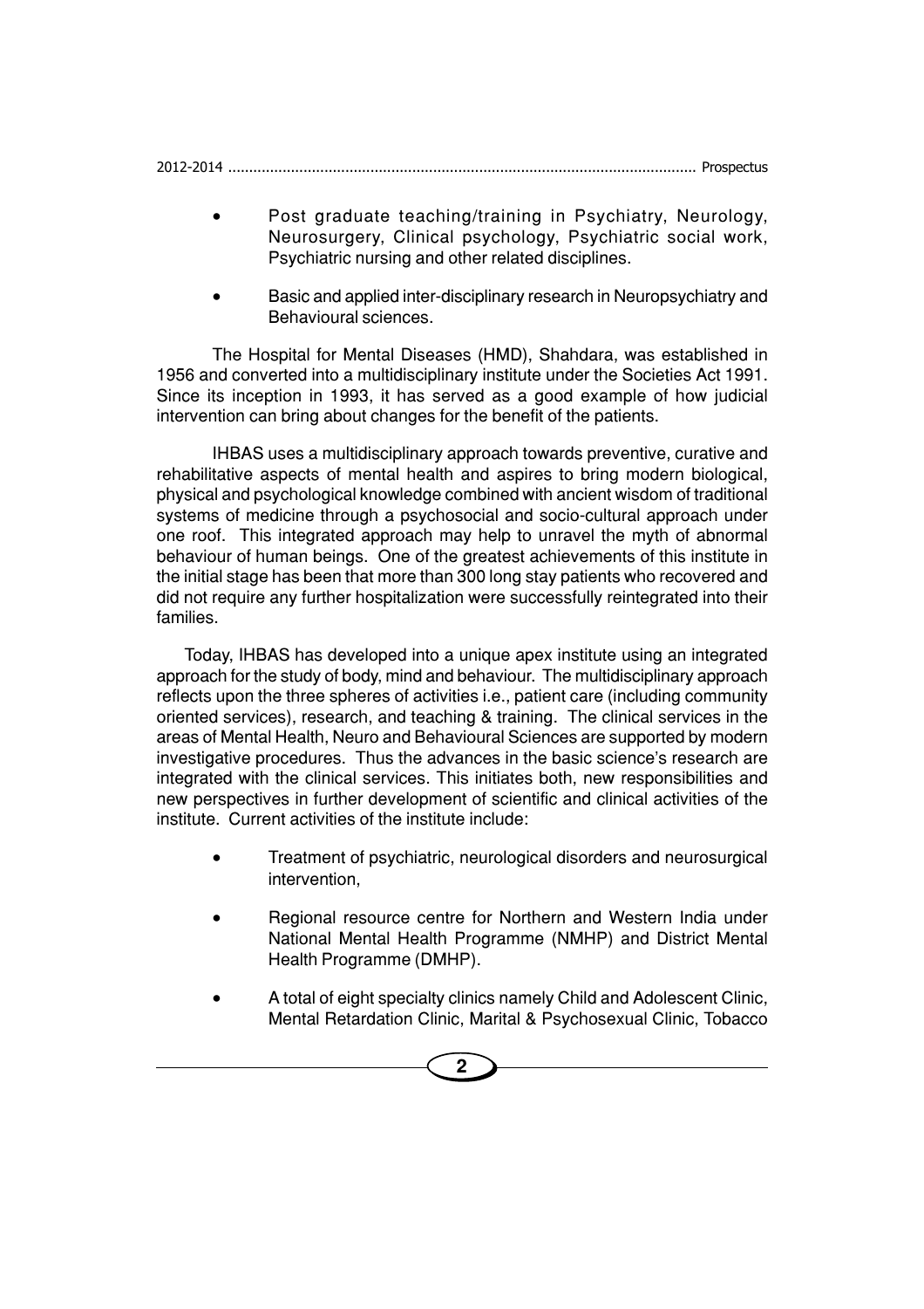- Post graduate teaching/training in Psychiatry, Neurology, Neurosurgery, Clinical psychology, Psychiatric social work, Psychiatric nursing and other related disciplines.

- Basic and applied inter-disciplinary research in Neuropsychiatry and Behavioural sciences.

The Hospital for Mental Diseases (HMD), Shahdara, was established in 1956 and converted into a multidisciplinary institute under the Societies Act 1991. Since its inception in 1993, it has served as a good example of how judicial intervention can bring about changes for the benefit of the patients.

IHBAS uses a multidisciplinary approach towards preventive, curative and rehabilitative aspects of mental health and aspires to bring modern biological, physical and psychological knowledge combined with ancient wisdom of traditional systems of medicine through a psychosocial and socio-cultural approach under one roof. This integrated approach may help to unravel the myth of abnormal behaviour of human beings. One of the greatest achievements of this institute in the initial stage has been that more than 300 long stay patients who recovered and did not require any further hospitalization were successfully reintegrated into their families.

Today, IHBAS has developed into a unique apex institute using an integrated approach for the study of body, mind and behaviour. The multidisciplinary approach reflects upon the three spheres of activities i.e., patient care (including community oriented services), research, and teaching & training. The clinical services in the areas of Mental Health, Neuro and Behavioural Sciences are supported by modern investigative procedures. Thus the advances in the basic science's research are integrated with the clinical services. This initiates both, new responsibilities and new perspectives in further development of scientific and clinical activities of the institute. Current activities of the institute include:

- Treatment of psychiatric, neurological disorders and neurosurgical intervention,

- Regional resource centre for Northern and Western India under National Mental Health Programme (NMHP) and District Mental Health Programme (DMHP).

- A total of eight specialty clinics namely Child and Adolescent Clinic, Mental Retardation Clinic, Marital & Psychosexual Clinic, Tobacco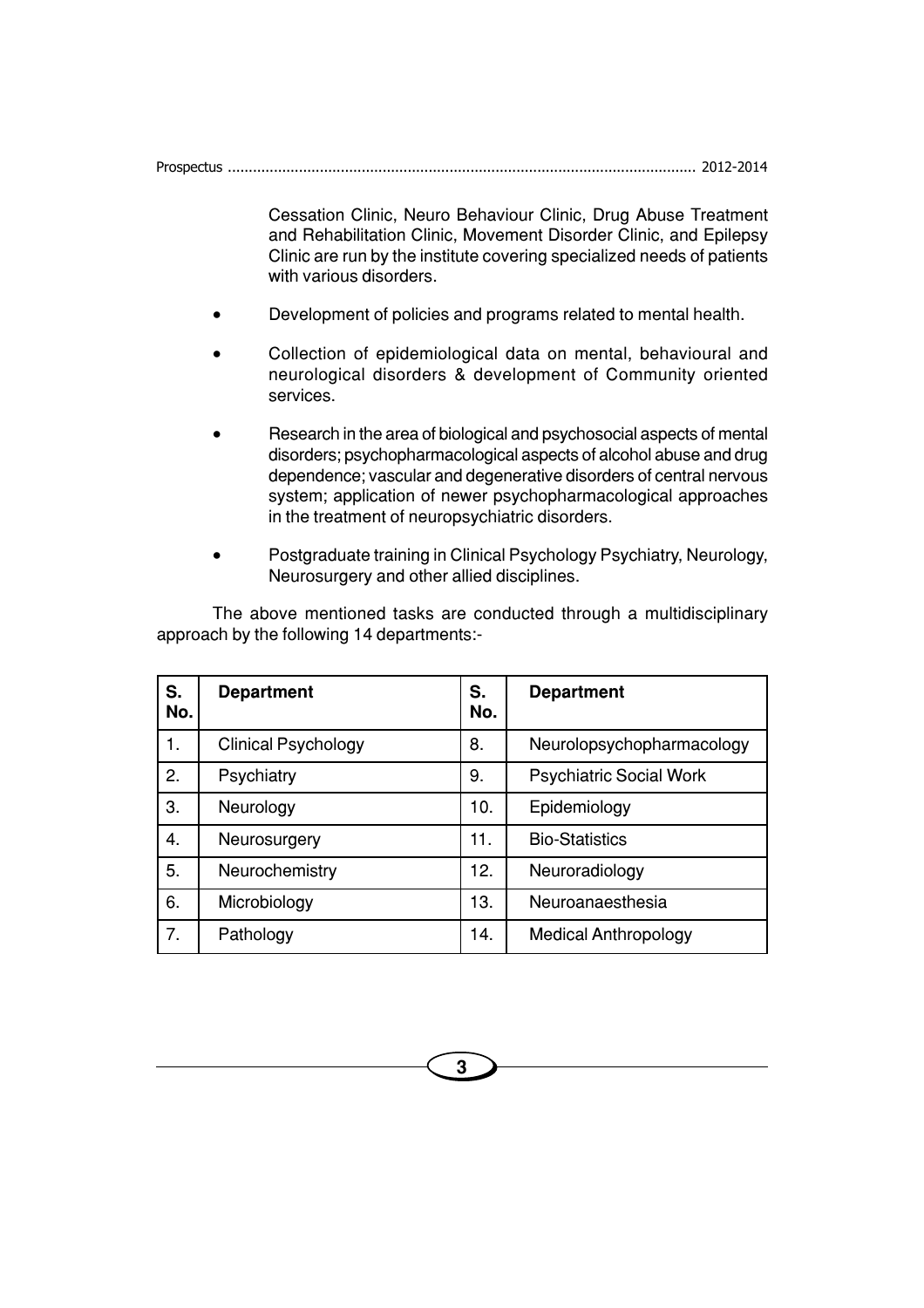Cessation Clinic, Neuro Behaviour Clinic, Drug Abuse Treatment and Rehabilitation Clinic, Movement Disorder Clinic, and Epilepsy Clinic are run by the institute covering specialized needs of patients with various disorders.

- Development of policies and programs related to mental health.
- Collection of epidemiological data on mental, behavioural and neurological disorders & development of Community oriented services.
- Research in the area of biological and psychosocial aspects of mental disorders; psychopharmacological aspects of alcohol abuse and drug dependence; vascular and degenerative disorders of central nervous system; application of newer psychopharmacological approaches in the treatment of neuropsychiatric disorders.
- Postgraduate training in Clinical Psychology Psychiatry, Neurology, Neurosurgery and other allied disciplines.

The above mentioned tasks are conducted through a multidisciplinary approach by the following 14 departments:-

| S. No. | Department | S. No. | Department |
|---|---|---|---|
| 1. | Clinical Psychology | 8. | Neurolopsychopharmacology |
| 2. | Psychiatry | 9. | Psychiatric Social Work |
| 3. | Neurology | 10. | Epidemiology |
| 4. | Neurosurgery | 11. | Bio-Statistics |
| 5. | Neurochemistry | 12. | Neuroradiology |
| 6. | Microbiology | 13. | Neuroanaesthesia |
| 7. | Pathology | 14. | Medical Anthropology |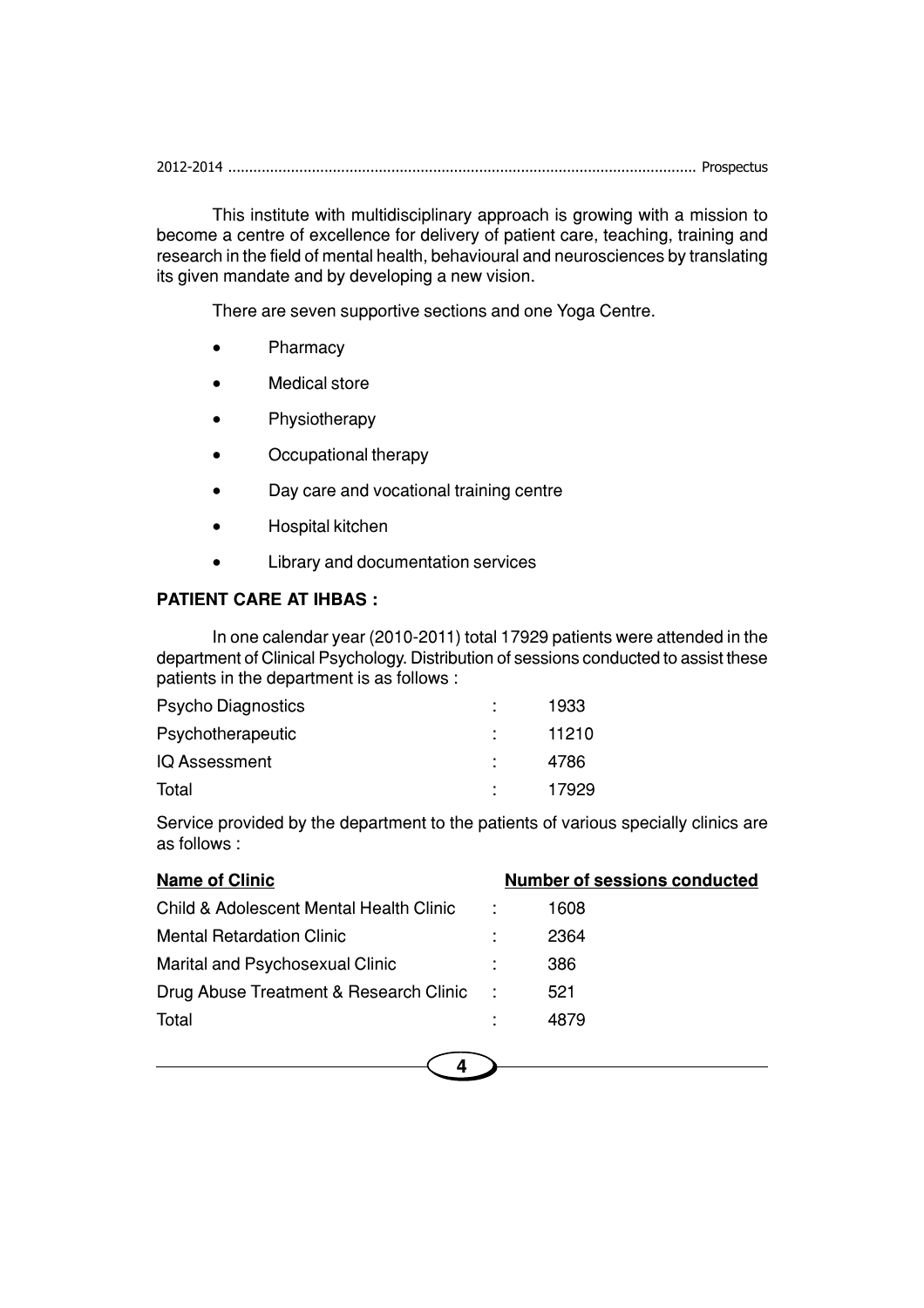This institute with multidisciplinary approach is growing with a mission to become a centre of excellence for delivery of patient care, teaching, training and research in the field of mental health, behavioural and neurosciences by translating its given mandate and by developing a new vision.

There are seven supportive sections and one Yoga Centre.

- Pharmacy
- Medical store
- Physiotherapy
- Occupational therapy
- Day care and vocational training centre
- Hospital kitchen
- Library and documentation services

## PATIENT CARE AT IHBAS :

In one calendar year (2010-2011) total 17929 patients were attended in the department of Clinical Psychology. Distribution of sessions conducted to assist these patients in the department is as follows :

| | | |
|---|---|---|
| Psycho Diagnostics | : | 1933 |
| Psychotherapeutic | : | 11210 |
| IQ Assessment | : | 4786 |
| Total | : | 17929 |

Service provided by the department to the patients of various specially clinics are as follows :

| Name of Clinic | | Number of sessions conducted |
|---|---|---|
| Child & Adolescent Mental Health Clinic | : | 1608 |
| Mental Retardation Clinic | : | 2364 |
| Marital and Psychosexual Clinic | : | 386 |
| Drug Abuse Treatment & Research Clinic | : | 521 |
| Total | : | 4879 |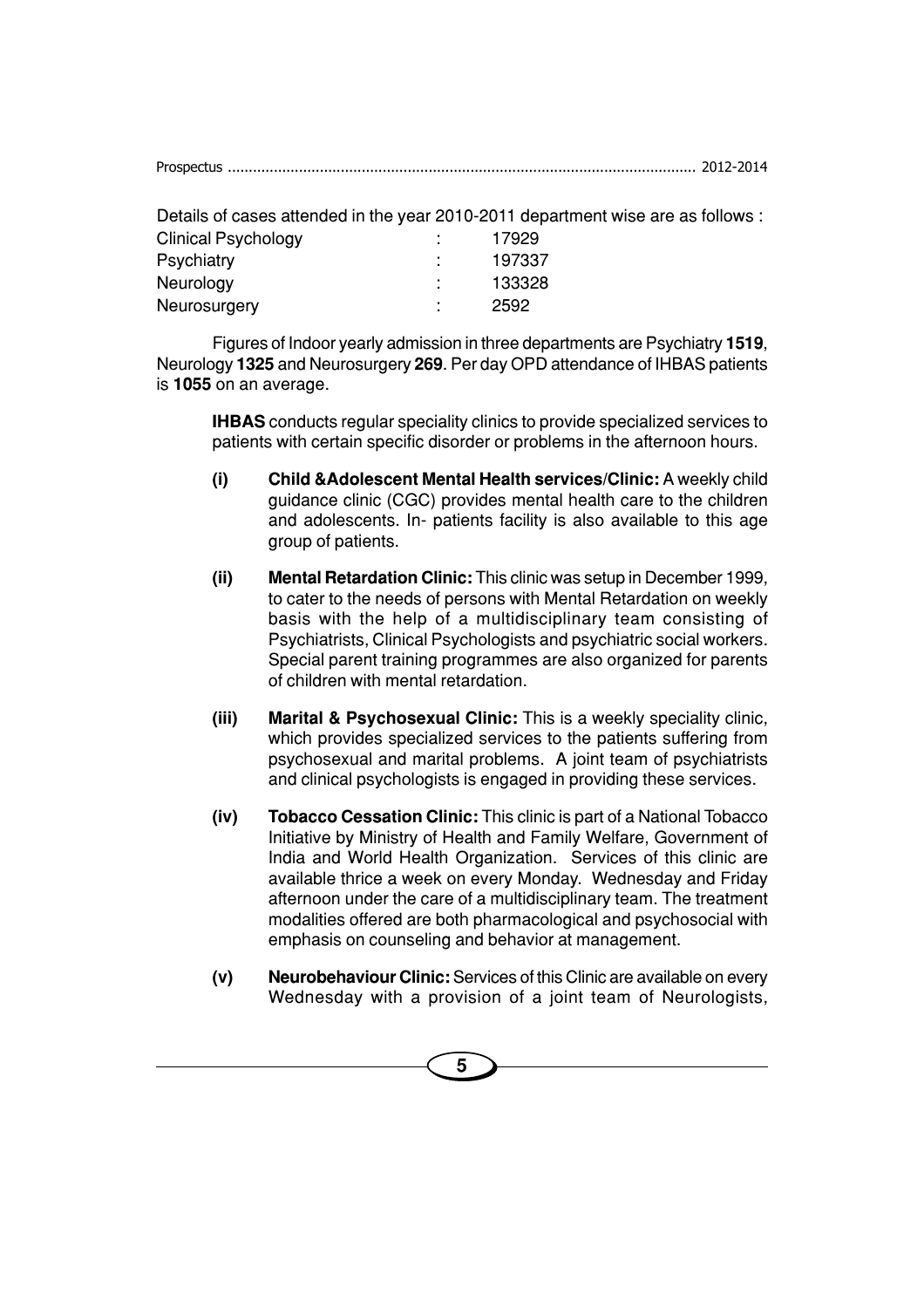Details of cases attended in the year 2010-2011 department wise are as follows :

| | | |
|---|---|---|
| Clinical Psychology | : | 17929 |
| Psychiatry | : | 197337 |
| Neurology | : | 133328 |
| Neurosurgery | : | 2592 |

Figures of Indoor yearly admission in three departments are Psychiatry **1519**, Neurology **1325** and Neurosurgery **269**. Per day OPD attendance of IHBAS patients is **1055** on an average.

**IHBAS** conducts regular speciality clinics to provide specialized services to patients with certain specific disorder or problems in the afternoon hours.

**(i) Child &Adolescent Mental Health services/Clinic:** A weekly child guidance clinic (CGC) provides mental health care to the children and adolescents. In- patients facility is also available to this age group of patients.

**(ii) Mental Retardation Clinic:** This clinic was setup in December 1999, to cater to the needs of persons with Mental Retardation on weekly basis with the help of a multidisciplinary team consisting of Psychiatrists, Clinical Psychologists and psychiatric social workers. Special parent training programmes are also organized for parents of children with mental retardation.

**(iii) Marital & Psychosexual Clinic:** This is a weekly speciality clinic, which provides specialized services to the patients suffering from psychosexual and marital problems. A joint team of psychiatrists and clinical psychologists is engaged in providing these services.

**(iv) Tobacco Cessation Clinic:** This clinic is part of a National Tobacco Initiative by Ministry of Health and Family Welfare, Government of India and World Health Organization. Services of this clinic are available thrice a week on every Monday. Wednesday and Friday afternoon under the care of a multidisciplinary team. The treatment modalities offered are both pharmacological and psychosocial with emphasis on counseling and behavior at management.

**(v) Neurobehaviour Clinic:** Services of this Clinic are available on every Wednesday with a provision of a joint team of Neurologists,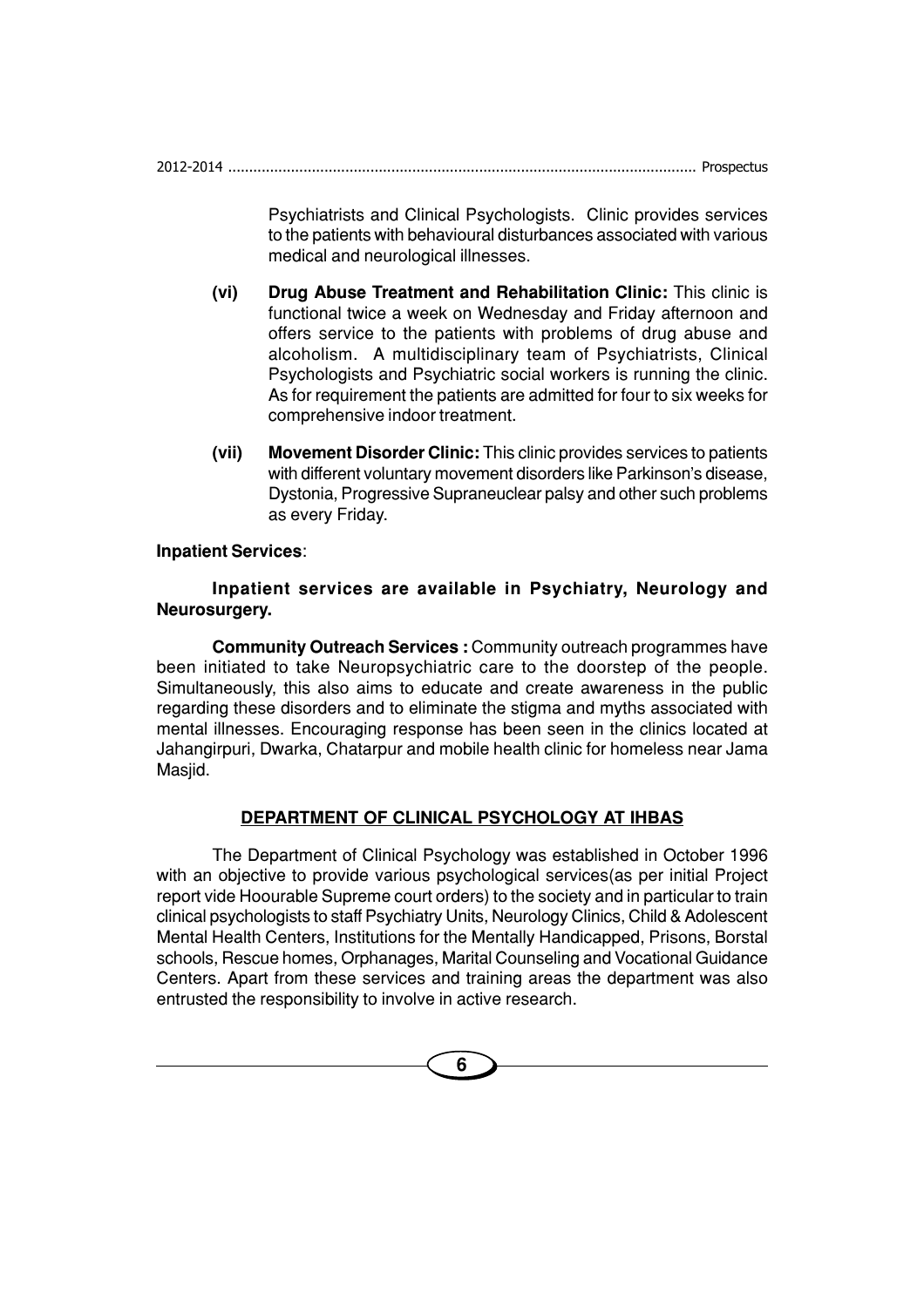Psychiatrists and Clinical Psychologists. Clinic provides services to the patients with behavioural disturbances associated with various medical and neurological illnesses.

**(vi) Drug Abuse Treatment and Rehabilitation Clinic:** This clinic is functional twice a week on Wednesday and Friday afternoon and offers service to the patients with problems of drug abuse and alcoholism. A multidisciplinary team of Psychiatrists, Clinical Psychologists and Psychiatric social workers is running the clinic. As for requirement the patients are admitted for four to six weeks for comprehensive indoor treatment.

**(vii) Movement Disorder Clinic:** This clinic provides services to patients with different voluntary movement disorders like Parkinson's disease, Dystonia, Progressive Supraneuclear palsy and other such problems as every Friday.

**Inpatient Services**:

**Inpatient services are available in Psychiatry, Neurology and Neurosurgery.**

**Community Outreach Services :** Community outreach programmes have been initiated to take Neuropsychiatric care to the doorstep of the people. Simultaneously, this also aims to educate and create awareness in the public regarding these disorders and to eliminate the stigma and myths associated with mental illnesses. Encouraging response has been seen in the clinics located at Jahangirpuri, Dwarka, Chatarpur and mobile health clinic for homeless near Jama Masjid.

## DEPARTMENT OF CLINICAL PSYCHOLOGY AT IHBAS

The Department of Clinical Psychology was established in October 1996 with an objective to provide various psychological services(as per initial Project report vide Hoourable Supreme court orders) to the society and in particular to train clinical psychologists to staff Psychiatry Units, Neurology Clinics, Child & Adolescent Mental Health Centers, Institutions for the Mentally Handicapped, Prisons, Borstal schools, Rescue homes, Orphanages, Marital Counseling and Vocational Guidance Centers. Apart from these services and training areas the department was also entrusted the responsibility to involve in active research.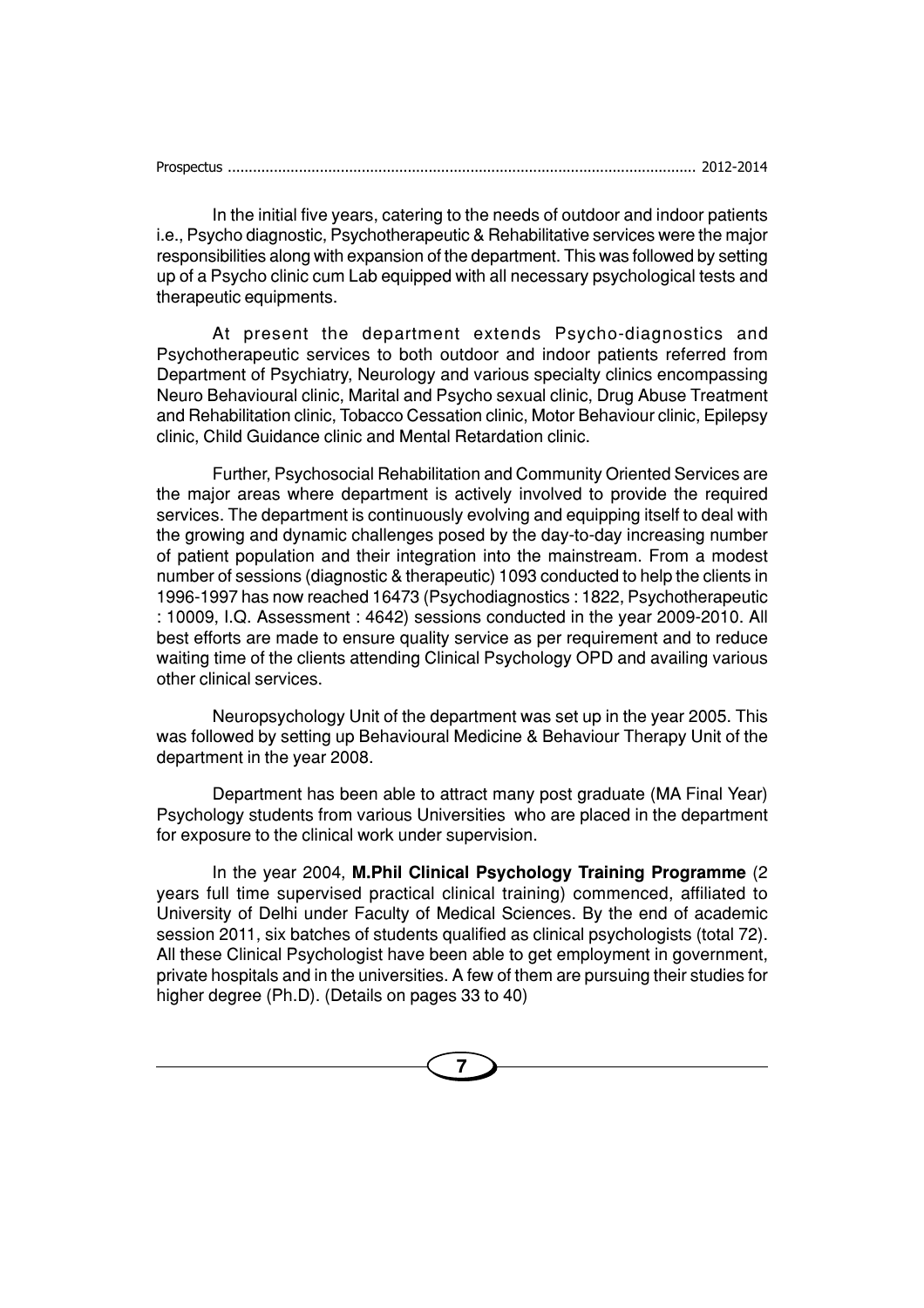In the initial five years, catering to the needs of outdoor and indoor patients i.e., Psycho diagnostic, Psychotherapeutic & Rehabilitative services were the major responsibilities along with expansion of the department. This was followed by setting up of a Psycho clinic cum Lab equipped with all necessary psychological tests and therapeutic equipments.

At present the department extends Psycho-diagnostics and Psychotherapeutic services to both outdoor and indoor patients referred from Department of Psychiatry, Neurology and various specialty clinics encompassing Neuro Behavioural clinic, Marital and Psycho sexual clinic, Drug Abuse Treatment and Rehabilitation clinic, Tobacco Cessation clinic, Motor Behaviour clinic, Epilepsy clinic, Child Guidance clinic and Mental Retardation clinic.

Further, Psychosocial Rehabilitation and Community Oriented Services are the major areas where department is actively involved to provide the required services. The department is continuously evolving and equipping itself to deal with the growing and dynamic challenges posed by the day-to-day increasing number of patient population and their integration into the mainstream. From a modest number of sessions (diagnostic & therapeutic) 1093 conducted to help the clients in 1996-1997 has now reached 16473 (Psychodiagnostics : 1822, Psychotherapeutic : 10009, I.Q. Assessment : 4642) sessions conducted in the year 2009-2010. All best efforts are made to ensure quality service as per requirement and to reduce waiting time of the clients attending Clinical Psychology OPD and availing various other clinical services.

Neuropsychology Unit of the department was set up in the year 2005. This was followed by setting up Behavioural Medicine & Behaviour Therapy Unit of the department in the year 2008.

Department has been able to attract many post graduate (MA Final Year) Psychology students from various Universities who are placed in the department for exposure to the clinical work under supervision.

In the year 2004, **M.Phil Clinical Psychology Training Programme** (2 years full time supervised practical clinical training) commenced, affiliated to University of Delhi under Faculty of Medical Sciences. By the end of academic session 2011, six batches of students qualified as clinical psychologists (total 72). All these Clinical Psychologist have been able to get employment in government, private hospitals and in the universities. A few of them are pursuing their studies for higher degree (Ph.D). (Details on pages 33 to 40)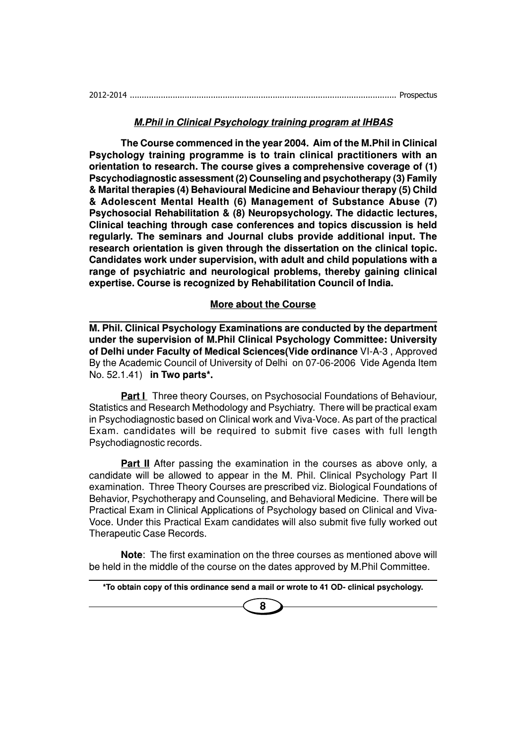## ***M.Phil in Clinical Psychology training program at IHBAS***

**The Course commenced in the year 2004. Aim of the M.Phil in Clinical Psychology training programme is to train clinical practitioners with an orientation to research. The course gives a comprehensive coverage of (1) Pscychodiagnostic assessment (2) Counseling and psychotherapy (3) Family & Marital therapies (4) Behavioural Medicine and Behaviour therapy (5) Child & Adolescent Mental Health (6) Management of Substance Abuse (7) Psychosocial Rehabilitation & (8) Neuropsychology. The didactic lectures, Clinical teaching through case conferences and topics discussion is held regularly. The seminars and Journal clubs provide additional input. The research orientation is given through the dissertation on the clinical topic. Candidates work under supervision, with adult and child populations with a range of psychiatric and neurological problems, thereby gaining clinical expertise. Course is recognized by Rehabilitation Council of India.**

### More about the Course

**M. Phil. Clinical Psychology Examinations are conducted by the department under the supervision of M.Phil Clinical Psychology Committee: University of Delhi under Faculty of Medical Sciences(Vide ordinance** VI-A-3 , Approved By the Academic Council of University of Delhi on 07-06-2006 Vide Agenda Item No. 52.1.41) **in Two parts*.**

**Part I** Three theory Courses, on Psychosocial Foundations of Behaviour, Statistics and Research Methodology and Psychiatry. There will be practical exam in Psychodiagnostic based on Clinical work and Viva-Voce. As part of the practical Exam. candidates will be required to submit five cases with full length Psychodiagnostic records.

**Part II** After passing the examination in the courses as above only, a candidate will be allowed to appear in the M. Phil. Clinical Psychology Part II examination. Three Theory Courses are prescribed viz. Biological Foundations of Behavior, Psychotherapy and Counseling, and Behavioral Medicine. There will be Practical Exam in Clinical Applications of Psychology based on Clinical and Viva-Voce. Under this Practical Exam candidates will also submit five fully worked out Therapeutic Case Records.

**Note**: The first examination on the three courses as mentioned above will be held in the middle of the course on the dates approved by M.Phil Committee.

**\*To obtain copy of this ordinance send a mail or wrote to 41 OD- clinical psychology.**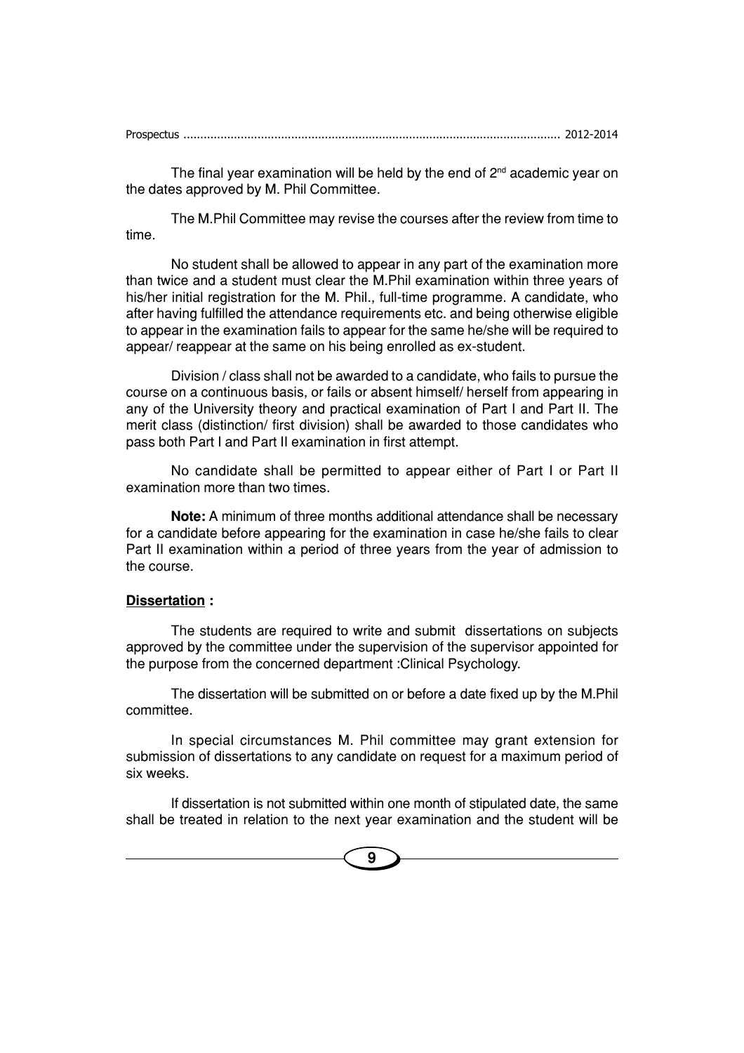The final year examination will be held by the end of 2nd academic year on the dates approved by M. Phil Committee.

The M.Phil Committee may revise the courses after the review from time to time.

No student shall be allowed to appear in any part of the examination more than twice and a student must clear the M.Phil examination within three years of his/her initial registration for the M. Phil., full-time programme. A candidate, who after having fulfilled the attendance requirements etc. and being otherwise eligible to appear in the examination fails to appear for the same he/she will be required to appear/ reappear at the same on his being enrolled as ex-student.

Division / class shall not be awarded to a candidate, who fails to pursue the course on a continuous basis, or fails or absent himself/ herself from appearing in any of the University theory and practical examination of Part I and Part II. The merit class (distinction/ first division) shall be awarded to those candidates who pass both Part I and Part II examination in first attempt.

No candidate shall be permitted to appear either of Part I or Part II examination more than two times.

**Note:** A minimum of three months additional attendance shall be necessary for a candidate before appearing for the examination in case he/she fails to clear Part II examination within a period of three years from the year of admission to the course.

**Dissertation :**

The students are required to write and submit dissertations on subjects approved by the committee under the supervision of the supervisor appointed for the purpose from the concerned department :Clinical Psychology.

The dissertation will be submitted on or before a date fixed up by the M.Phil committee.

In special circumstances M. Phil committee may grant extension for submission of dissertations to any candidate on request for a maximum period of six weeks.

If dissertation is not submitted within one month of stipulated date, the same shall be treated in relation to the next year examination and the student will be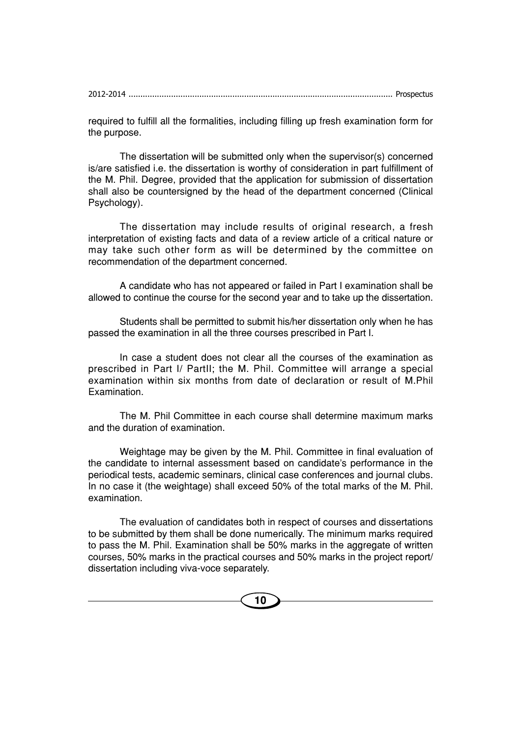required to fulfill all the formalities, including filling up fresh examination form for the purpose.

The dissertation will be submitted only when the supervisor(s) concerned is/are satisfied i.e. the dissertation is worthy of consideration in part fulfillment of the M. Phil. Degree, provided that the application for submission of dissertation shall also be countersigned by the head of the department concerned (Clinical Psychology).

The dissertation may include results of original research, a fresh interpretation of existing facts and data of a review article of a critical nature or may take such other form as will be determined by the committee on recommendation of the department concerned.

A candidate who has not appeared or failed in Part I examination shall be allowed to continue the course for the second year and to take up the dissertation.

Students shall be permitted to submit his/her dissertation only when he has passed the examination in all the three courses prescribed in Part I.

In case a student does not clear all the courses of the examination as prescribed in Part I/ PartII; the M. Phil. Committee will arrange a special examination within six months from date of declaration or result of M.Phil Examination.

The M. Phil Committee in each course shall determine maximum marks and the duration of examination.

Weightage may be given by the M. Phil. Committee in final evaluation of the candidate to internal assessment based on candidate's performance in the periodical tests, academic seminars, clinical case conferences and journal clubs. In no case it (the weightage) shall exceed 50% of the total marks of the M. Phil. examination.

The evaluation of candidates both in respect of courses and dissertations to be submitted by them shall be done numerically. The minimum marks required to pass the M. Phil. Examination shall be 50% marks in the aggregate of written courses, 50% marks in the practical courses and 50% marks in the project report/ dissertation including viva-voce separately.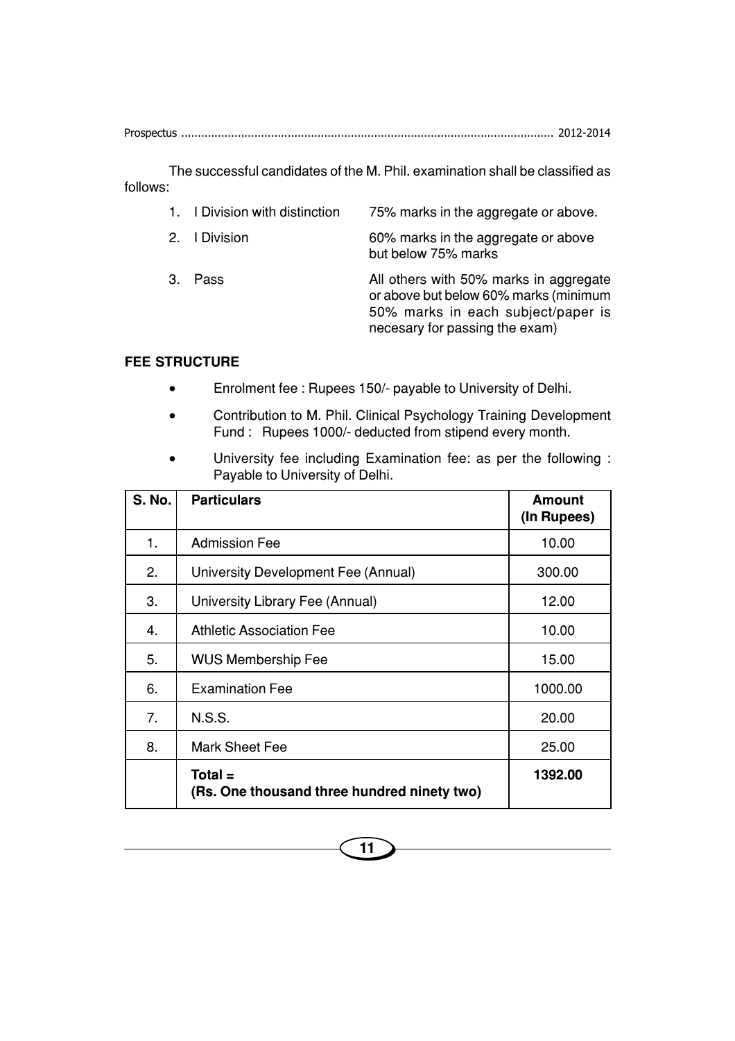The successful candidates of the M. Phil. examination shall be classified as follows:

1. I Division with distinction — 75% marks in the aggregate or above.
2. I Division — 60% marks in the aggregate or above but below 75% marks
3. Pass — All others with 50% marks in aggregate or above but below 60% marks (minimum 50% marks in each subject/paper is necesary for passing the exam)

**FEE STRUCTURE**

- Enrolment fee : Rupees 150/- payable to University of Delhi.
- Contribution to M. Phil. Clinical Psychology Training Development Fund : Rupees 1000/- deducted from stipend every month.
- University fee including Examination fee: as per the following : Payable to University of Delhi.

| S. No. | Particulars | Amount (In Rupees) |
|---|---|---|
| 1. | Admission Fee | 10.00 |
| 2. | University Development Fee (Annual) | 300.00 |
| 3. | University Library Fee (Annual) | 12.00 |
| 4. | Athletic Association Fee | 10.00 |
| 5. | WUS Membership Fee | 15.00 |
| 6. | Examination Fee | 1000.00 |
| 7. | N.S.S. | 20.00 |
| 8. | Mark Sheet Fee | 25.00 |
| | **Total = (Rs. One thousand three hundred ninety two)** | **1392.00** |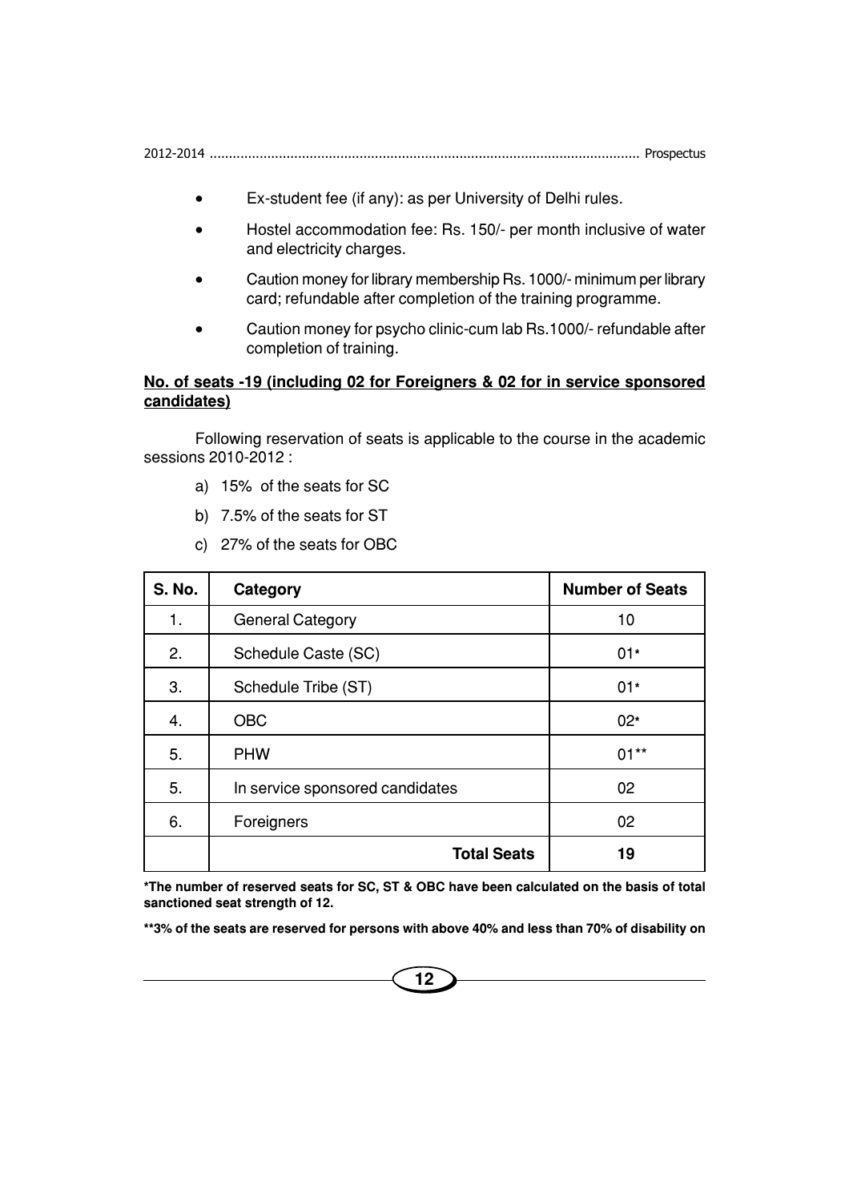- Ex-student fee (if any): as per University of Delhi rules.
- Hostel accommodation fee: Rs. 150/- per month inclusive of water and electricity charges.
- Caution money for library membership Rs. 1000/- minimum per library card; refundable after completion of the training programme.
- Caution money for psycho clinic-cum lab Rs.1000/- refundable after completion of training.

**No. of seats -19 (including 02 for Foreigners & 02 for in service sponsored candidates)**

Following reservation of seats is applicable to the course in the academic sessions 2010-2012 :

a) 15% of the seats for SC

b) 7.5% of the seats for ST

c) 27% of the seats for OBC

| S. No. | Category | Number of Seats |
|---|---|---|
| 1. | General Category | 10 |
| 2. | Schedule Caste (SC) | 01* |
| 3. | Schedule Tribe (ST) | 01* |
| 4. | OBC | 02* |
| 5. | PHW | 01** |
| 5. | In service sponsored candidates | 02 |
| 6. | Foreigners | 02 |
| | **Total Seats** | **19** |

**\*The number of reserved seats for SC, ST & OBC have been calculated on the basis of total sanctioned seat strength of 12.**

**\*\*3% of the seats are reserved for persons with above 40% and less than 70% of disability on**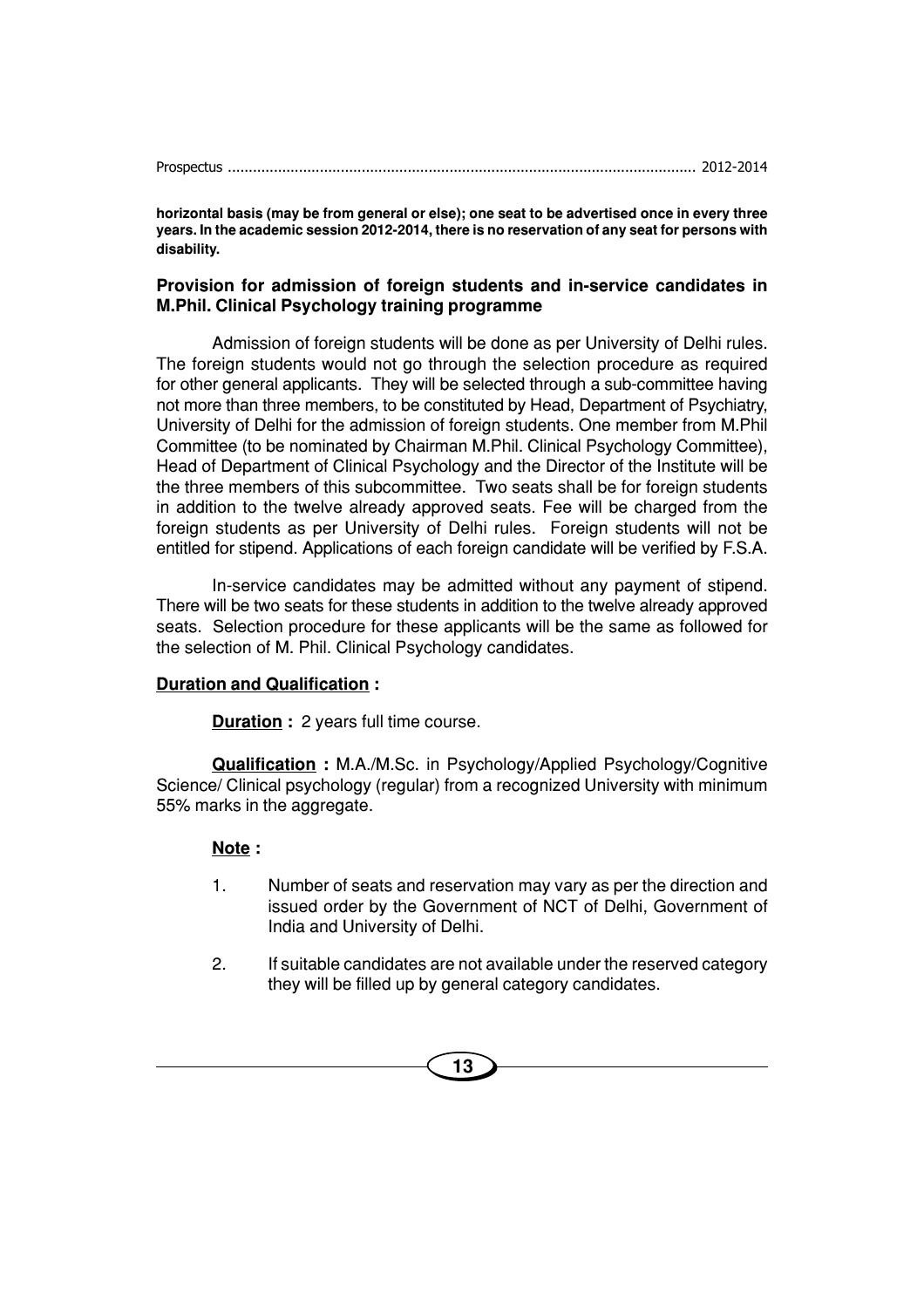**horizontal basis (may be from general or else); one seat to be advertised once in every three years. In the academic session 2012-2014, there is no reservation of any seat for persons with disability.**

### Provision for admission of foreign students and in-service candidates in M.Phil. Clinical Psychology training programme

Admission of foreign students will be done as per University of Delhi rules. The foreign students would not go through the selection procedure as required for other general applicants. They will be selected through a sub-committee having not more than three members, to be constituted by Head, Department of Psychiatry, University of Delhi for the admission of foreign students. One member from M.Phil Committee (to be nominated by Chairman M.Phil. Clinical Psychology Committee), Head of Department of Clinical Psychology and the Director of the Institute will be the three members of this subcommittee. Two seats shall be for foreign students in addition to the twelve already approved seats. Fee will be charged from the foreign students as per University of Delhi rules. Foreign students will not be entitled for stipend. Applications of each foreign candidate will be verified by F.S.A.

In-service candidates may be admitted without any payment of stipend. There will be two seats for these students in addition to the twelve already approved seats. Selection procedure for these applicants will be the same as followed for the selection of M. Phil. Clinical Psychology candidates.

**Duration and Qualification :**

**Duration :** 2 years full time course.

**Qualification :** M.A./M.Sc. in Psychology/Applied Psychology/Cognitive Science/ Clinical psychology (regular) from a recognized University with minimum 55% marks in the aggregate.

**Note :**

1. Number of seats and reservation may vary as per the direction and issued order by the Government of NCT of Delhi, Government of India and University of Delhi.
2. If suitable candidates are not available under the reserved category they will be filled up by general category candidates.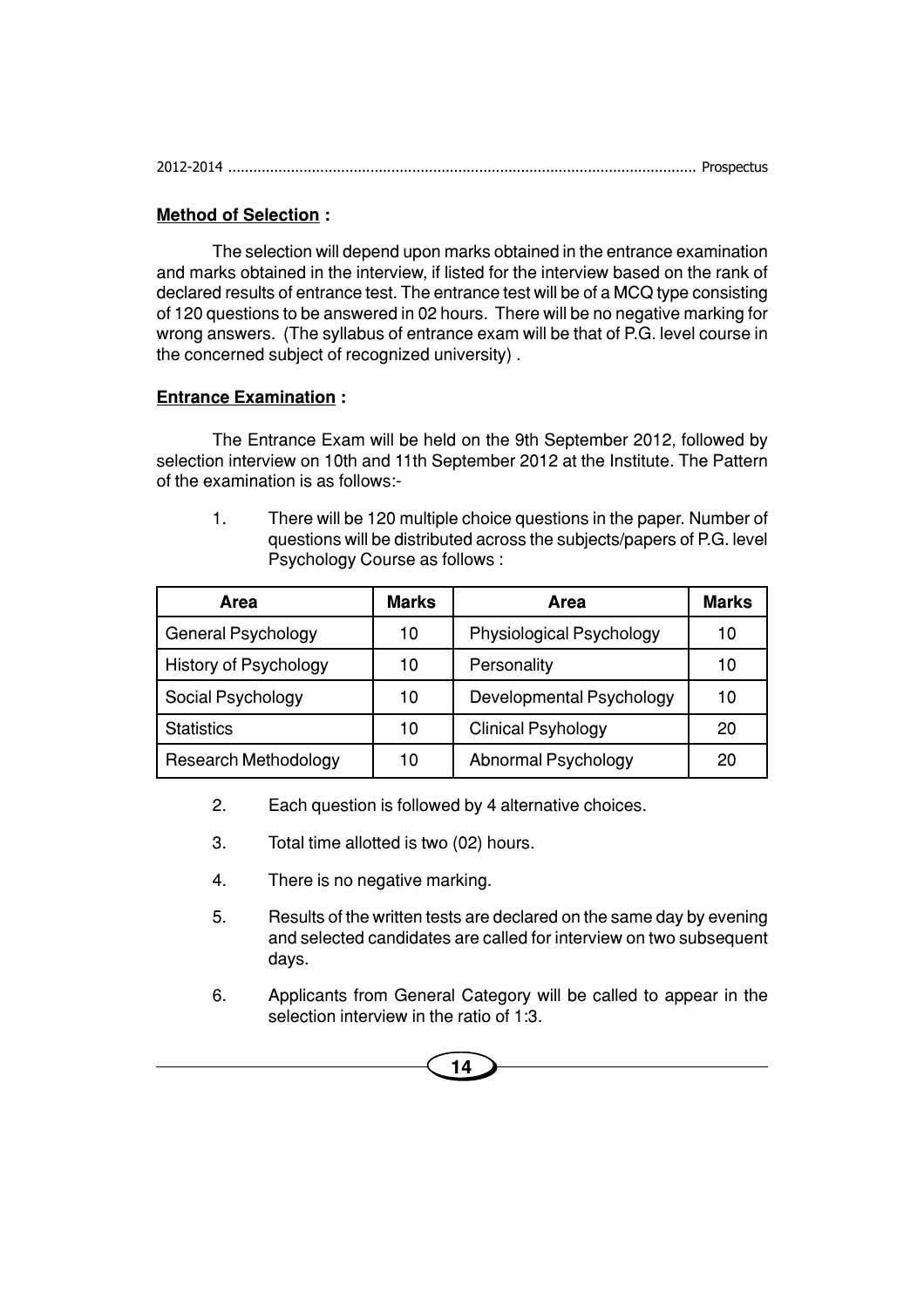**<u>Method of Selection</u> :**

The selection will depend upon marks obtained in the entrance examination and marks obtained in the interview, if listed for the interview based on the rank of declared results of entrance test. The entrance test will be of a MCQ type consisting of 120 questions to be answered in 02 hours. There will be no negative marking for wrong answers. (The syllabus of entrance exam will be that of P.G. level course in the concerned subject of recognized university) .

**<u>Entrance Examination</u> :**

The Entrance Exam will be held on the 9th September 2012, followed by selection interview on 10th and 11th September 2012 at the Institute. The Pattern of the examination is as follows:-

1. There will be 120 multiple choice questions in the paper. Number of questions will be distributed across the subjects/papers of P.G. level Psychology Course as follows :

| Area | Marks | Area | Marks |
|---|---|---|---|
| General Psychology | 10 | Physiological Psychology | 10 |
| History of Psychology | 10 | Personality | 10 |
| Social Psychology | 10 | Developmental Psychology | 10 |
| Statistics | 10 | Clinical Psyhology | 20 |
| Research Methodology | 10 | Abnormal Psychology | 20 |

2. Each question is followed by 4 alternative choices.

3. Total time allotted is two (02) hours.

4. There is no negative marking.

5. Results of the written tests are declared on the same day by evening and selected candidates are called for interview on two subsequent days.

6. Applicants from General Category will be called to appear in the selection interview in the ratio of 1:3.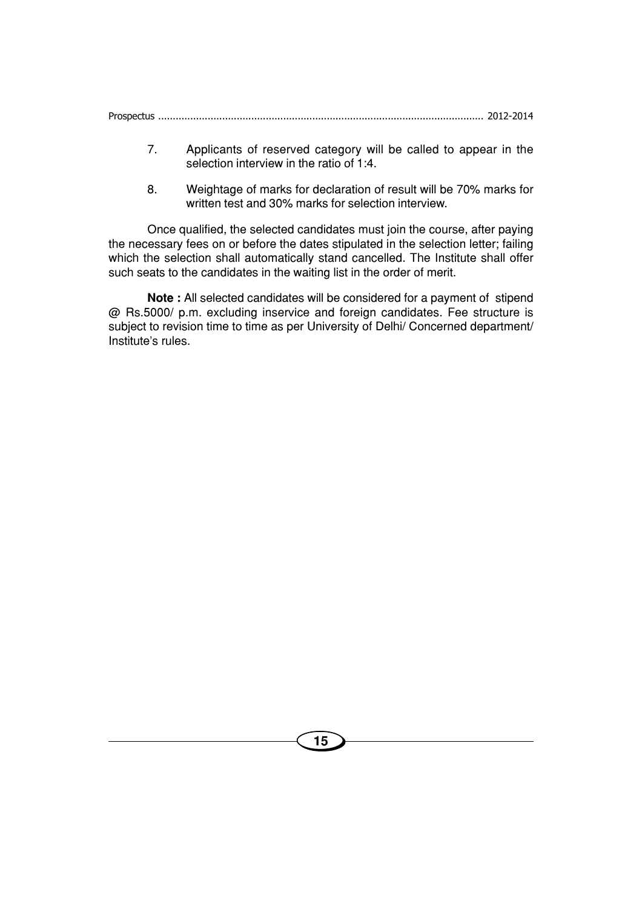7. Applicants of reserved category will be called to appear in the selection interview in the ratio of 1:4.

8. Weightage of marks for declaration of result will be 70% marks for written test and 30% marks for selection interview.

Once qualified, the selected candidates must join the course, after paying the necessary fees on or before the dates stipulated in the selection letter; failing which the selection shall automatically stand cancelled. The Institute shall offer such seats to the candidates in the waiting list in the order of merit.

**Note :** All selected candidates will be considered for a payment of stipend @ Rs.5000/ p.m. excluding inservice and foreign candidates. Fee structure is subject to revision time to time as per University of Delhi/ Concerned department/ Institute's rules.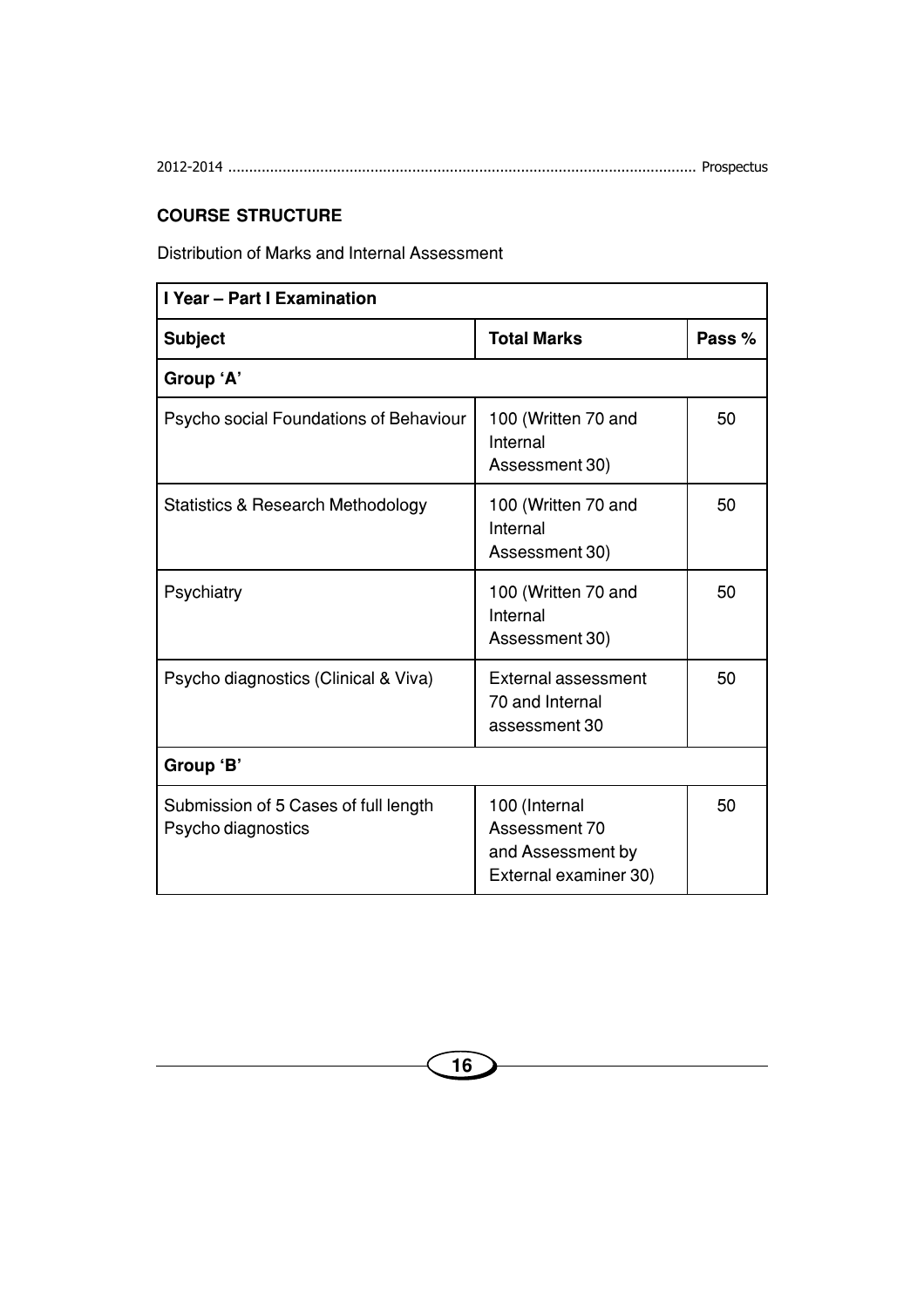## COURSE STRUCTURE

Distribution of Marks and Internal Assessment

| I Year – Part I Examination | | |
|---|---|---|
| **Subject** | **Total Marks** | **Pass %** |
| **Group 'A'** | | |
| Psycho social Foundations of Behaviour | 100 (Written 70 and Internal Assessment 30) | 50 |
| Statistics & Research Methodology | 100 (Written 70 and Internal Assessment 30) | 50 |
| Psychiatry | 100 (Written 70 and Internal Assessment 30) | 50 |
| Psycho diagnostics (Clinical & Viva) | External assessment 70 and Internal assessment 30 | 50 |
| **Group 'B'** | | |
| Submission of 5 Cases of full length Psycho diagnostics | 100 (Internal Assessment 70 and Assessment by External examiner 30) | 50 |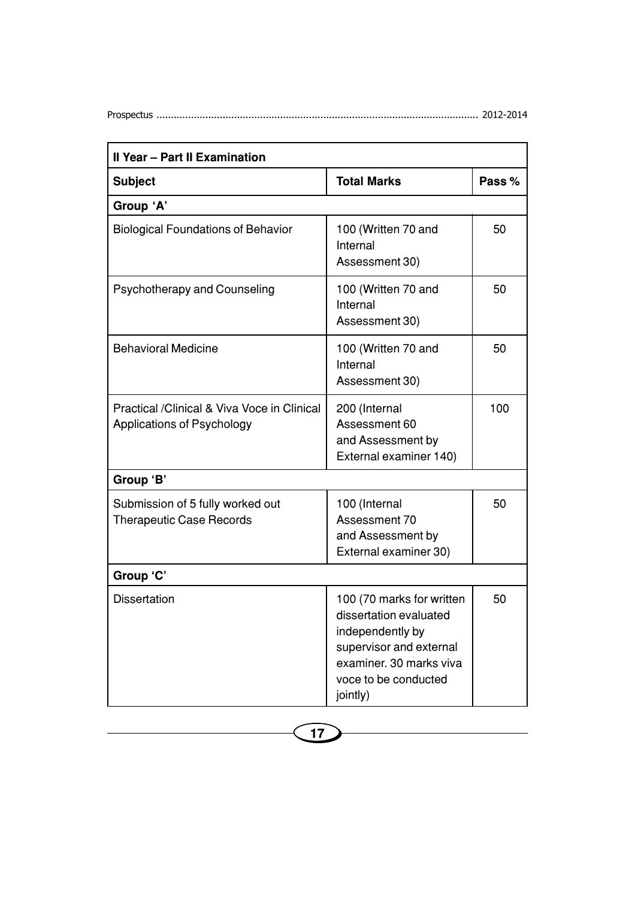| II Year – Part II Examination | | |
|---|---|---|
| **Subject** | **Total Marks** | **Pass %** |
| **Group 'A'** | | |
| Biological Foundations of Behavior | 100 (Written 70 and Internal Assessment 30) | 50 |
| Psychotherapy and Counseling | 100 (Written 70 and Internal Assessment 30) | 50 |
| Behavioral Medicine | 100 (Written 70 and Internal Assessment 30) | 50 |
| Practical /Clinical & Viva Voce in Clinical Applications of Psychology | 200 (Internal Assessment 60 and Assessment by External examiner 140) | 100 |
| **Group 'B'** | | |
| Submission of 5 fully worked out Therapeutic Case Records | 100 (Internal Assessment 70 and Assessment by External examiner 30) | 50 |
| **Group 'C'** | | |
| Dissertation | 100 (70 marks for written dissertation evaluated independently by supervisor and external examiner. 30 marks viva voce to be conducted jointly) | 50 |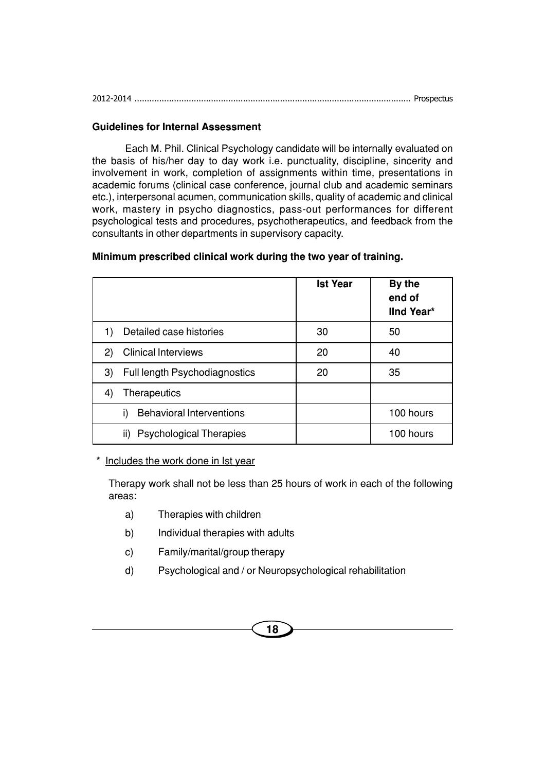### Guidelines for Internal Assessment

Each M. Phil. Clinical Psychology candidate will be internally evaluated on the basis of his/her day to day work i.e. punctuality, discipline, sincerity and involvement in work, completion of assignments within time, presentations in academic forums (clinical case conference, journal club and academic seminars etc.), interpersonal acumen, communication skills, quality of academic and clinical work, mastery in psycho diagnostics, pass-out performances for different psychological tests and procedures, psychotherapeutics, and feedback from the consultants in other departments in supervisory capacity.

### Minimum prescribed clinical work during the two year of training.

| | Ist Year | By the end of IInd Year* |
|---|---|---|
| 1) Detailed case histories | 30 | 50 |
| 2) Clinical Interviews | 20 | 40 |
| 3) Full length Psychodiagnostics | 20 | 35 |
| 4) Therapeutics | | |
| i) Behavioral Interventions | | 100 hours |
| ii) Psychological Therapies | | 100 hours |

\* Includes the work done in Ist year

Therapy work shall not be less than 25 hours of work in each of the following areas:

a) Therapies with children

b) Individual therapies with adults

c) Family/marital/group therapy

d) Psychological and / or Neuropsychological rehabilitation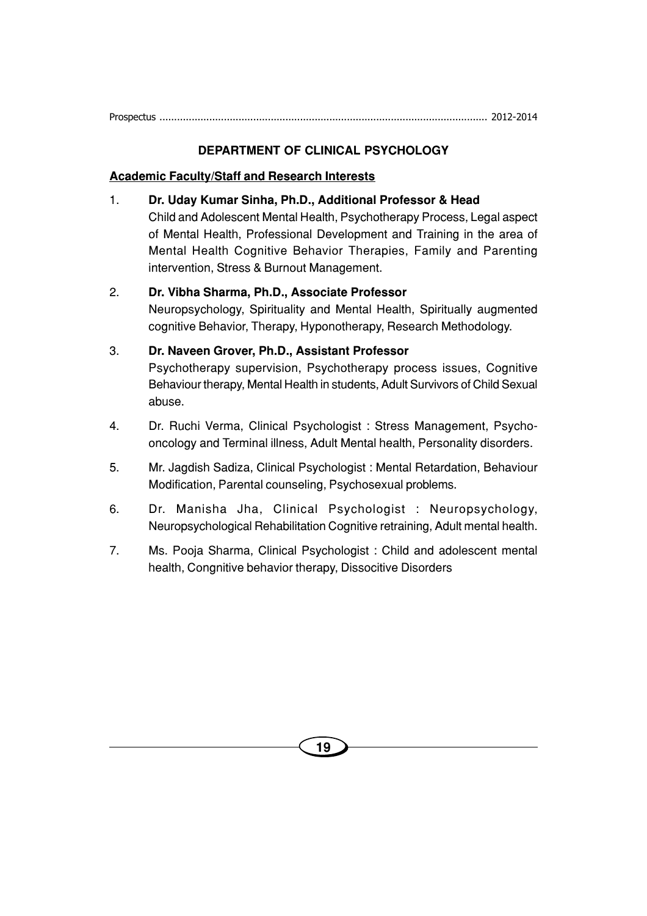## DEPARTMENT OF CLINICAL PSYCHOLOGY

**Academic Faculty/Staff and Research Interests**

1. **Dr. Uday Kumar Sinha, Ph.D., Additional Professor & Head**
   Child and Adolescent Mental Health, Psychotherapy Process, Legal aspect of Mental Health, Professional Development and Training in the area of Mental Health Cognitive Behavior Therapies, Family and Parenting intervention, Stress & Burnout Management.

2. **Dr. Vibha Sharma, Ph.D., Associate Professor**
   Neuropsychology, Spirituality and Mental Health, Spiritually augmented cognitive Behavior, Therapy, Hyponotherapy, Research Methodology.

3. **Dr. Naveen Grover, Ph.D., Assistant Professor**
   Psychotherapy supervision, Psychotherapy process issues, Cognitive Behaviour therapy, Mental Health in students, Adult Survivors of Child Sexual abuse.

4. Dr. Ruchi Verma, Clinical Psychologist : Stress Management, Psycho-oncology and Terminal illness, Adult Mental health, Personality disorders.

5. Mr. Jagdish Sadiza, Clinical Psychologist : Mental Retardation, Behaviour Modification, Parental counseling, Psychosexual problems.

6. Dr. Manisha Jha, Clinical Psychologist : Neuropsychology, Neuropsychological Rehabilitation Cognitive retraining, Adult mental health.

7. Ms. Pooja Sharma, Clinical Psychologist : Child and adolescent mental health, Congnitive behavior therapy, Dissocitive Disorders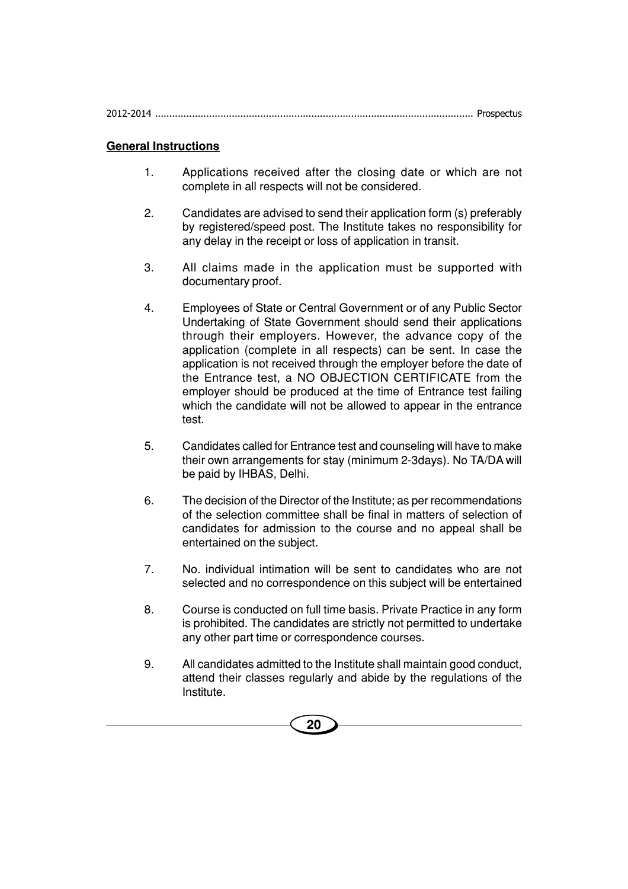## General Instructions

1. Applications received after the closing date or which are not complete in all respects will not be considered.

2. Candidates are advised to send their application form (s) preferably by registered/speed post. The Institute takes no responsibility for any delay in the receipt or loss of application in transit.

3. All claims made in the application must be supported with documentary proof.

4. Employees of State or Central Government or of any Public Sector Undertaking of State Government should send their applications through their employers. However, the advance copy of the application (complete in all respects) can be sent. In case the application is not received through the employer before the date of the Entrance test, a NO OBJECTION CERTIFICATE from the employer should be produced at the time of Entrance test failing which the candidate will not be allowed to appear in the entrance test.

5. Candidates called for Entrance test and counseling will have to make their own arrangements for stay (minimum 2-3days). No TA/DA will be paid by IHBAS, Delhi.

6. The decision of the Director of the Institute; as per recommendations of the selection committee shall be final in matters of selection of candidates for admission to the course and no appeal shall be entertained on the subject.

7. No. individual intimation will be sent to candidates who are not selected and no correspondence on this subject will be entertained

8. Course is conducted on full time basis. Private Practice in any form is prohibited. The candidates are strictly not permitted to undertake any other part time or correspondence courses.

9. All candidates admitted to the Institute shall maintain good conduct, attend their classes regularly and abide by the regulations of the Institute.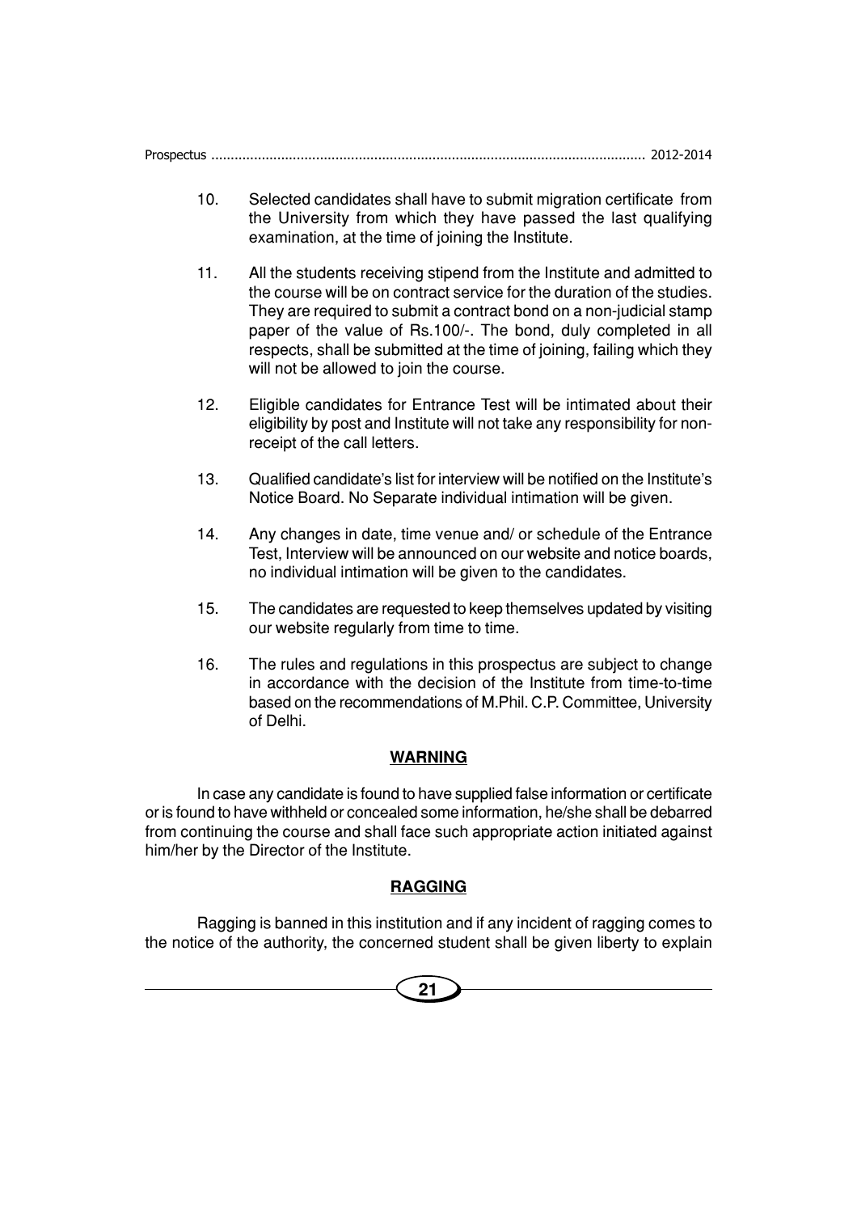10. Selected candidates shall have to submit migration certificate from the University from which they have passed the last qualifying examination, at the time of joining the Institute.

11. All the students receiving stipend from the Institute and admitted to the course will be on contract service for the duration of the studies. They are required to submit a contract bond on a non-judicial stamp paper of the value of Rs.100/-. The bond, duly completed in all respects, shall be submitted at the time of joining, failing which they will not be allowed to join the course.

12. Eligible candidates for Entrance Test will be intimated about their eligibility by post and Institute will not take any responsibility for non-receipt of the call letters.

13. Qualified candidate's list for interview will be notified on the Institute's Notice Board. No Separate individual intimation will be given.

14. Any changes in date, time venue and/ or schedule of the Entrance Test, Interview will be announced on our website and notice boards, no individual intimation will be given to the candidates.

15. The candidates are requested to keep themselves updated by visiting our website regularly from time to time.

16. The rules and regulations in this prospectus are subject to change in accordance with the decision of the Institute from time-to-time based on the recommendations of M.Phil. C.P. Committee, University of Delhi.

## WARNING

In case any candidate is found to have supplied false information or certificate or is found to have withheld or concealed some information, he/she shall be debarred from continuing the course and shall face such appropriate action initiated against him/her by the Director of the Institute.

## RAGGING

Ragging is banned in this institution and if any incident of ragging comes to the notice of the authority, the concerned student shall be given liberty to explain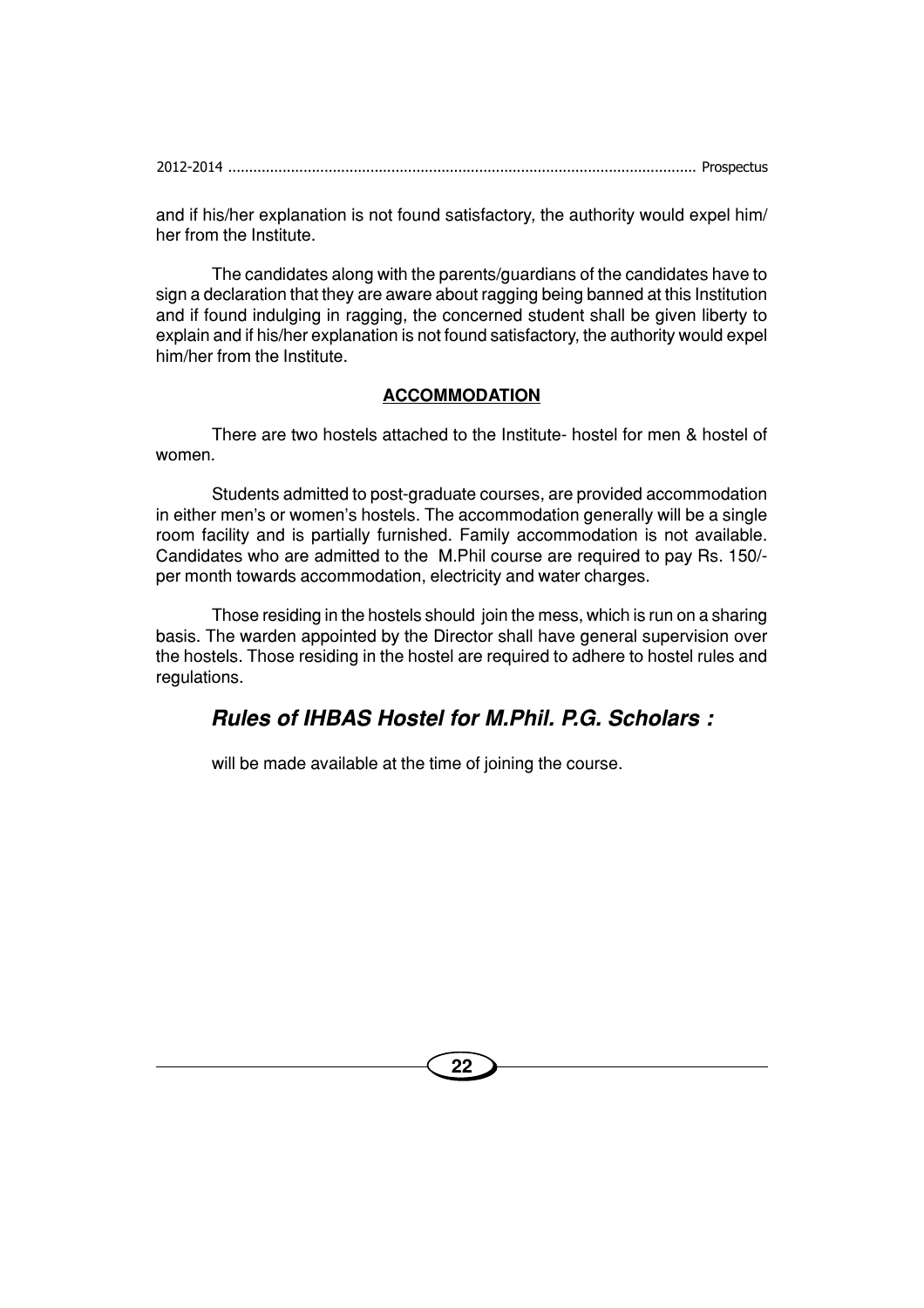and if his/her explanation is not found satisfactory, the authority would expel him/her from the Institute.

The candidates along with the parents/guardians of the candidates have to sign a declaration that they are aware about ragging being banned at this Institution and if found indulging in ragging, the concerned student shall be given liberty to explain and if his/her explanation is not found satisfactory, the authority would expel him/her from the Institute.

## ACCOMMODATION

There are two hostels attached to the Institute- hostel for men & hostel of women.

Students admitted to post-graduate courses, are provided accommodation in either men's or women's hostels. The accommodation generally will be a single room facility and is partially furnished. Family accommodation is not available. Candidates who are admitted to the M.Phil course are required to pay Rs. 150/- per month towards accommodation, electricity and water charges.

Those residing in the hostels should join the mess, which is run on a sharing basis. The warden appointed by the Director shall have general supervision over the hostels. Those residing in the hostel are required to adhere to hostel rules and regulations.

## *Rules of IHBAS Hostel for M.Phil. P.G. Scholars :*

will be made available at the time of joining the course.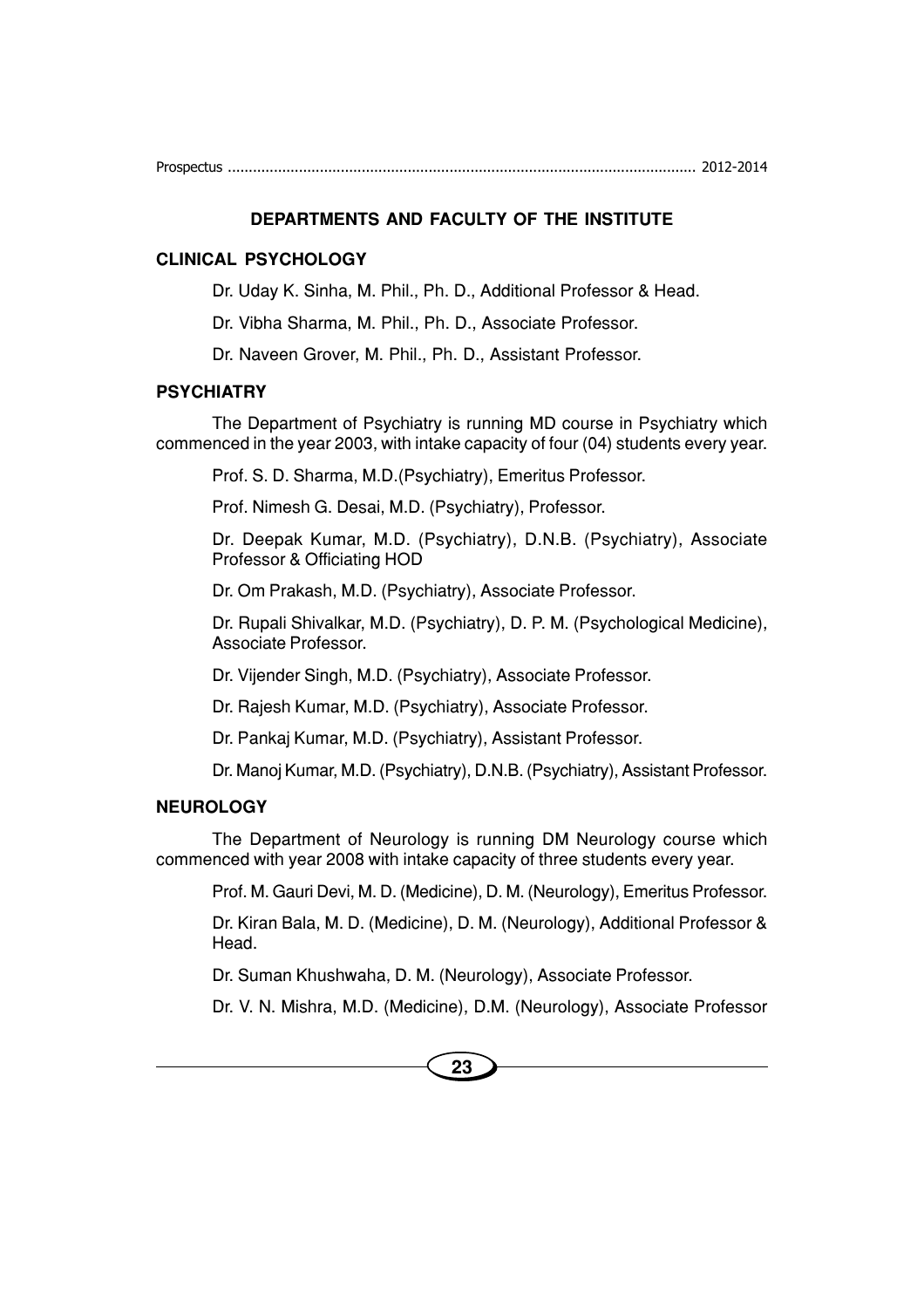## DEPARTMENTS AND FACULTY OF THE INSTITUTE

### CLINICAL PSYCHOLOGY

Dr. Uday K. Sinha, M. Phil., Ph. D., Additional Professor & Head.

Dr. Vibha Sharma, M. Phil., Ph. D., Associate Professor.

Dr. Naveen Grover, M. Phil., Ph. D., Assistant Professor.

### PSYCHIATRY

The Department of Psychiatry is running MD course in Psychiatry which commenced in the year 2003, with intake capacity of four (04) students every year.

Prof. S. D. Sharma, M.D.(Psychiatry), Emeritus Professor.

Prof. Nimesh G. Desai, M.D. (Psychiatry), Professor.

Dr. Deepak Kumar, M.D. (Psychiatry), D.N.B. (Psychiatry), Associate Professor & Officiating HOD

Dr. Om Prakash, M.D. (Psychiatry), Associate Professor.

Dr. Rupali Shivalkar, M.D. (Psychiatry), D. P. M. (Psychological Medicine), Associate Professor.

Dr. Vijender Singh, M.D. (Psychiatry), Associate Professor.

Dr. Rajesh Kumar, M.D. (Psychiatry), Associate Professor.

Dr. Pankaj Kumar, M.D. (Psychiatry), Assistant Professor.

Dr. Manoj Kumar, M.D. (Psychiatry), D.N.B. (Psychiatry), Assistant Professor.

### NEUROLOGY

The Department of Neurology is running DM Neurology course which commenced with year 2008 with intake capacity of three students every year.

Prof. M. Gauri Devi, M. D. (Medicine), D. M. (Neurology), Emeritus Professor.

Dr. Kiran Bala, M. D. (Medicine), D. M. (Neurology), Additional Professor & Head.

Dr. Suman Khushwaha, D. M. (Neurology), Associate Professor.

Dr. V. N. Mishra, M.D. (Medicine), D.M. (Neurology), Associate Professor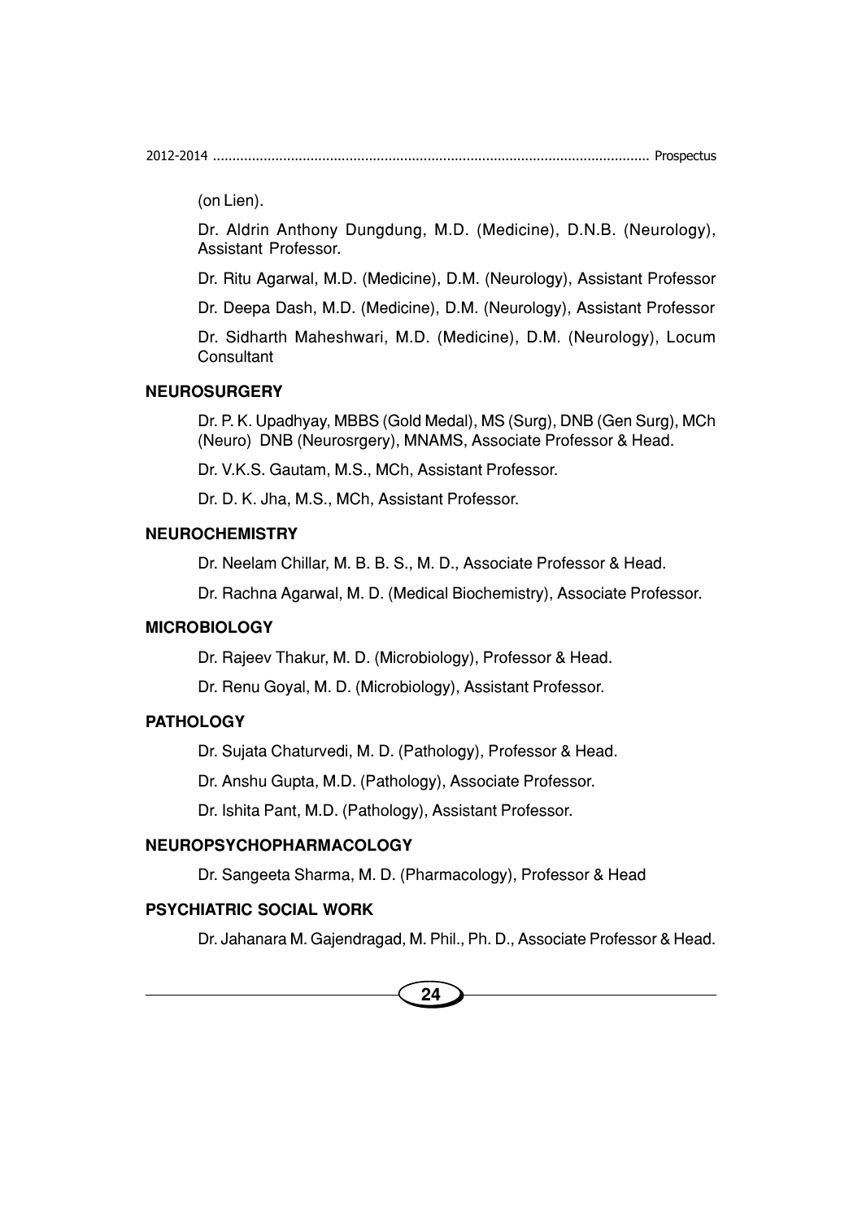(on Lien).

Dr. Aldrin Anthony Dungdung, M.D. (Medicine), D.N.B. (Neurology), Assistant Professor.

Dr. Ritu Agarwal, M.D. (Medicine), D.M. (Neurology), Assistant Professor

Dr. Deepa Dash, M.D. (Medicine), D.M. (Neurology), Assistant Professor

Dr. Sidharth Maheshwari, M.D. (Medicine), D.M. (Neurology), Locum Consultant

**NEUROSURGERY**

Dr. P. K. Upadhyay, MBBS (Gold Medal), MS (Surg), DNB (Gen Surg), MCh (Neuro) DNB (Neurosrgery), MNAMS, Associate Professor & Head.

Dr. V.K.S. Gautam, M.S., MCh, Assistant Professor.

Dr. D. K. Jha, M.S., MCh, Assistant Professor.

**NEUROCHEMISTRY**

Dr. Neelam Chillar, M. B. B. S., M. D., Associate Professor & Head.

Dr. Rachna Agarwal, M. D. (Medical Biochemistry), Associate Professor.

**MICROBIOLOGY**

Dr. Rajeev Thakur, M. D. (Microbiology), Professor & Head.

Dr. Renu Goyal, M. D. (Microbiology), Assistant Professor.

**PATHOLOGY**

Dr. Sujata Chaturvedi, M. D. (Pathology), Professor & Head.

Dr. Anshu Gupta, M.D. (Pathology), Associate Professor.

Dr. Ishita Pant, M.D. (Pathology), Assistant Professor.

**NEUROPSYCHOPHARMACOLOGY**

Dr. Sangeeta Sharma, M. D. (Pharmacology), Professor & Head

**PSYCHIATRIC SOCIAL WORK**

Dr. Jahanara M. Gajendragad, M. Phil., Ph. D., Associate Professor & Head.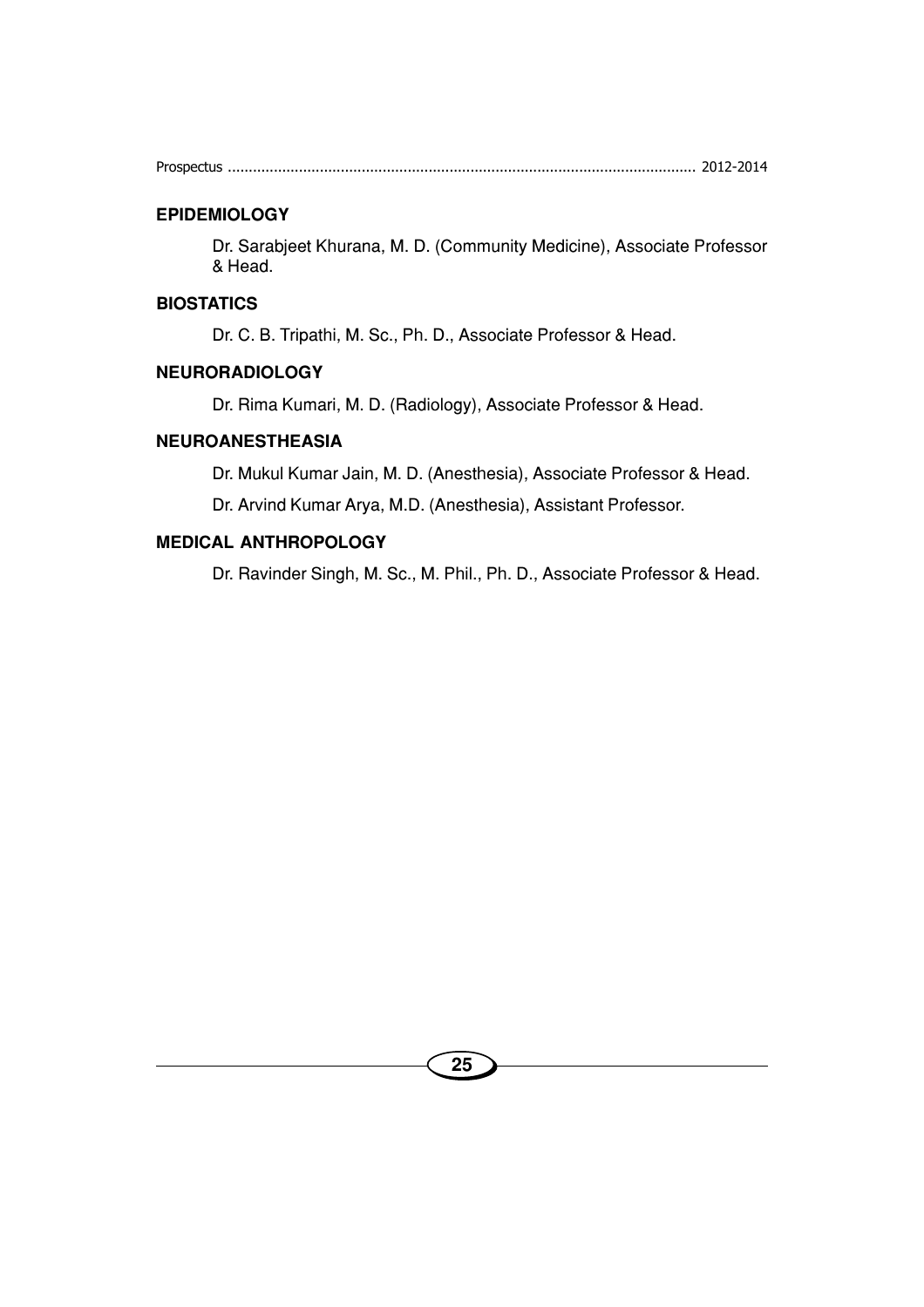## EPIDEMIOLOGY

Dr. Sarabjeet Khurana, M. D. (Community Medicine), Associate Professor & Head.

## BIOSTATICS

Dr. C. B. Tripathi, M. Sc., Ph. D., Associate Professor & Head.

## NEURORADIOLOGY

Dr. Rima Kumari, M. D. (Radiology), Associate Professor & Head.

## NEUROANESTHEASIA

Dr. Mukul Kumar Jain, M. D. (Anesthesia), Associate Professor & Head.

Dr. Arvind Kumar Arya, M.D. (Anesthesia), Assistant Professor.

## MEDICAL ANTHROPOLOGY

Dr. Ravinder Singh, M. Sc., M. Phil., Ph. D., Associate Professor & Head.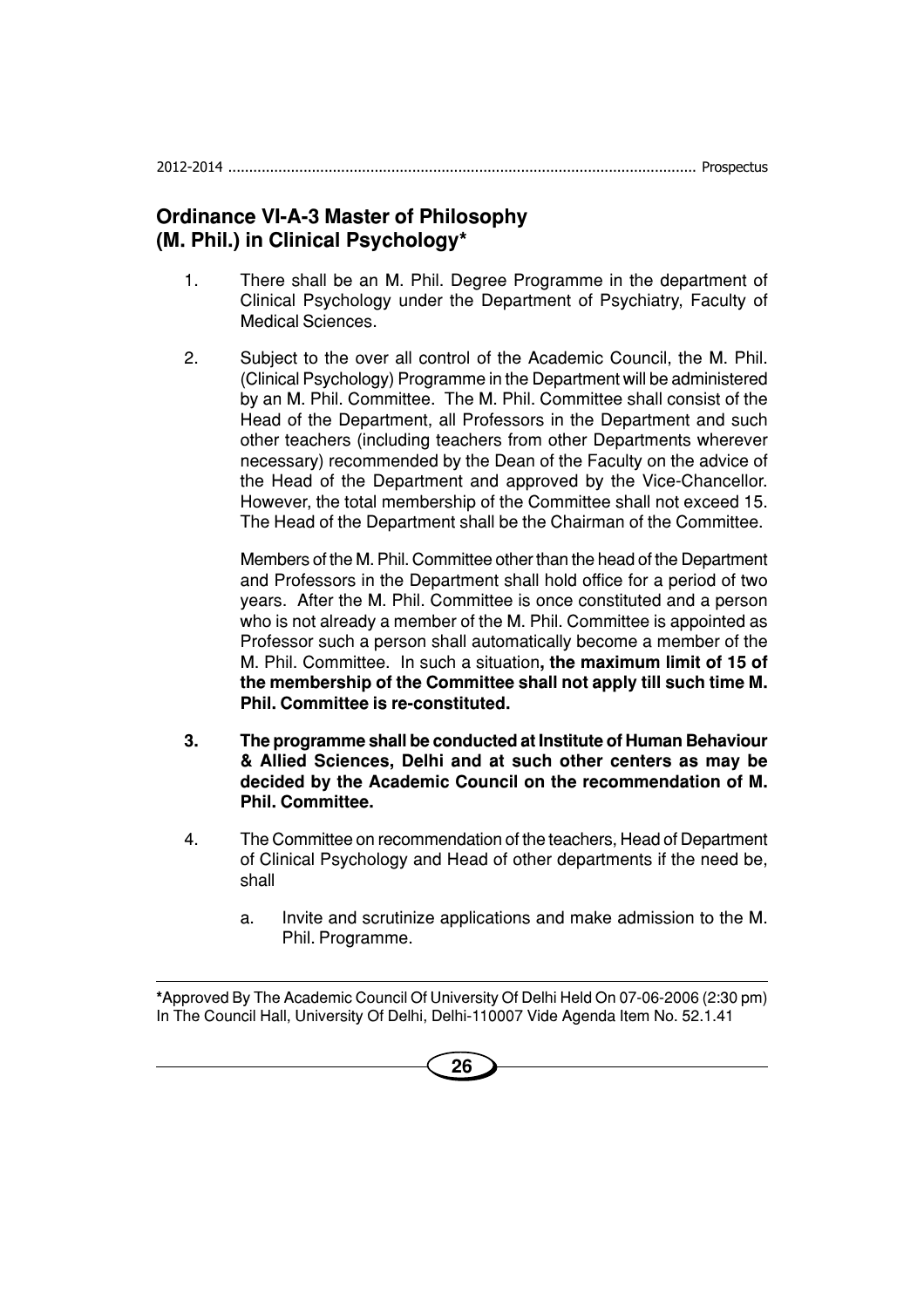## Ordinance VI-A-3 Master of Philosophy (M. Phil.) in Clinical Psychology*

1. There shall be an M. Phil. Degree Programme in the department of Clinical Psychology under the Department of Psychiatry, Faculty of Medical Sciences.

2. Subject to the over all control of the Academic Council, the M. Phil. (Clinical Psychology) Programme in the Department will be administered by an M. Phil. Committee. The M. Phil. Committee shall consist of the Head of the Department, all Professors in the Department and such other teachers (including teachers from other Departments wherever necessary) recommended by the Dean of the Faculty on the advice of the Head of the Department and approved by the Vice-Chancellor. However, the total membership of the Committee shall not exceed 15. The Head of the Department shall be the Chairman of the Committee.

   Members of the M. Phil. Committee other than the head of the Department and Professors in the Department shall hold office for a period of two years. After the M. Phil. Committee is once constituted and a person who is not already a member of the M. Phil. Committee is appointed as Professor such a person shall automatically become a member of the M. Phil. Committee. In such a situation**, the maximum limit of 15 of the membership of the Committee shall not apply till such time M. Phil. Committee is re-constituted.**

3. **The programme shall be conducted at Institute of Human Behaviour & Allied Sciences, Delhi and at such other centers as may be decided by the Academic Council on the recommendation of M. Phil. Committee.**

4. The Committee on recommendation of the teachers, Head of Department of Clinical Psychology and Head of other departments if the need be, shall

   a. Invite and scrutinize applications and make admission to the M. Phil. Programme.

---

*Approved By The Academic Council Of University Of Delhi Held On 07-06-2006 (2:30 pm) In The Council Hall, University Of Delhi, Delhi-110007 Vide Agenda Item No. 52.1.41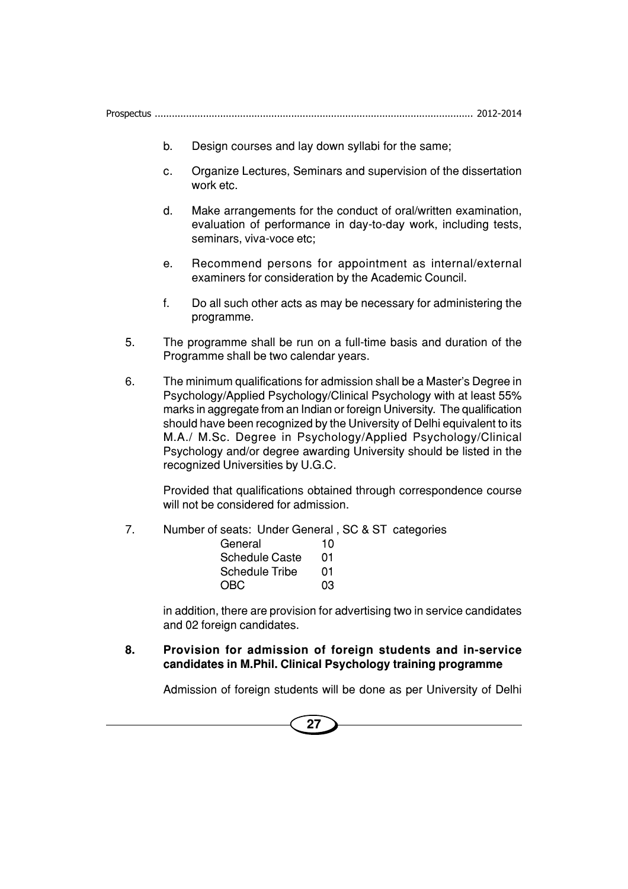b. Design courses and lay down syllabi for the same;

c. Organize Lectures, Seminars and supervision of the dissertation work etc.

d. Make arrangements for the conduct of oral/written examination, evaluation of performance in day-to-day work, including tests, seminars, viva-voce etc;

e. Recommend persons for appointment as internal/external examiners for consideration by the Academic Council.

f. Do all such other acts as may be necessary for administering the programme.

5. The programme shall be run on a full-time basis and duration of the Programme shall be two calendar years.

6. The minimum qualifications for admission shall be a Master's Degree in Psychology/Applied Psychology/Clinical Psychology with at least 55% marks in aggregate from an Indian or foreign University. The qualification should have been recognized by the University of Delhi equivalent to its M.A./ M.Sc. Degree in Psychology/Applied Psychology/Clinical Psychology and/or degree awarding University should be listed in the recognized Universities by U.G.C.

   Provided that qualifications obtained through correspondence course will not be considered for admission.

7. Number of seats: Under General , SC & ST categories

| | |
|---|---|
| General | 10 |
| Schedule Caste | 01 |
| Schedule Tribe | 01 |
| OBC | 03 |

   in addition, there are provision for advertising two in service candidates and 02 foreign candidates.

**8. Provision for admission of foreign students and in-service candidates in M.Phil. Clinical Psychology training programme**

   Admission of foreign students will be done as per University of Delhi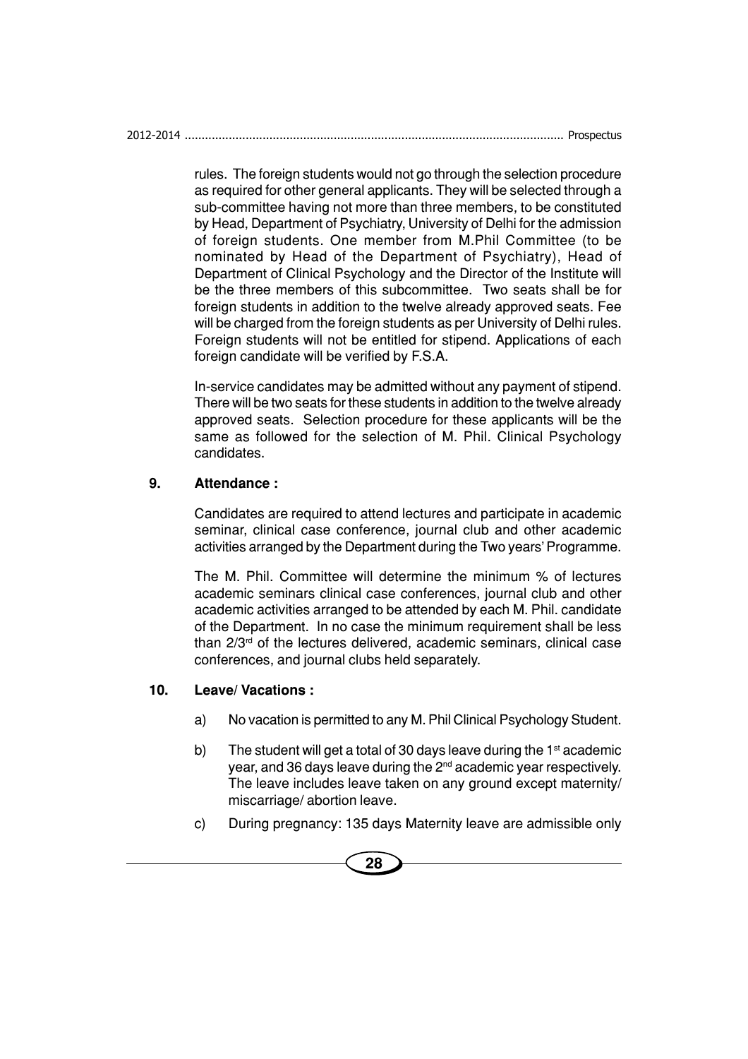rules. The foreign students would not go through the selection procedure as required for other general applicants. They will be selected through a sub-committee having not more than three members, to be constituted by Head, Department of Psychiatry, University of Delhi for the admission of foreign students. One member from M.Phil Committee (to be nominated by Head of the Department of Psychiatry), Head of Department of Clinical Psychology and the Director of the Institute will be the three members of this subcommittee. Two seats shall be for foreign students in addition to the twelve already approved seats. Fee will be charged from the foreign students as per University of Delhi rules. Foreign students will not be entitled for stipend. Applications of each foreign candidate will be verified by F.S.A.

In-service candidates may be admitted without any payment of stipend. There will be two seats for these students in addition to the twelve already approved seats. Selection procedure for these applicants will be the same as followed for the selection of M. Phil. Clinical Psychology candidates.

**9. Attendance :**

Candidates are required to attend lectures and participate in academic seminar, clinical case conference, journal club and other academic activities arranged by the Department during the Two years' Programme.

The M. Phil. Committee will determine the minimum % of lectures academic seminars clinical case conferences, journal club and other academic activities arranged to be attended by each M. Phil. candidate of the Department. In no case the minimum requirement shall be less than 2/3rd of the lectures delivered, academic seminars, clinical case conferences, and journal clubs held separately.

**10. Leave/ Vacations :**

a) No vacation is permitted to any M. Phil Clinical Psychology Student.

b) The student will get a total of 30 days leave during the 1st academic year, and 36 days leave during the 2nd academic year respectively. The leave includes leave taken on any ground except maternity/ miscarriage/ abortion leave.

c) During pregnancy: 135 days Maternity leave are admissible only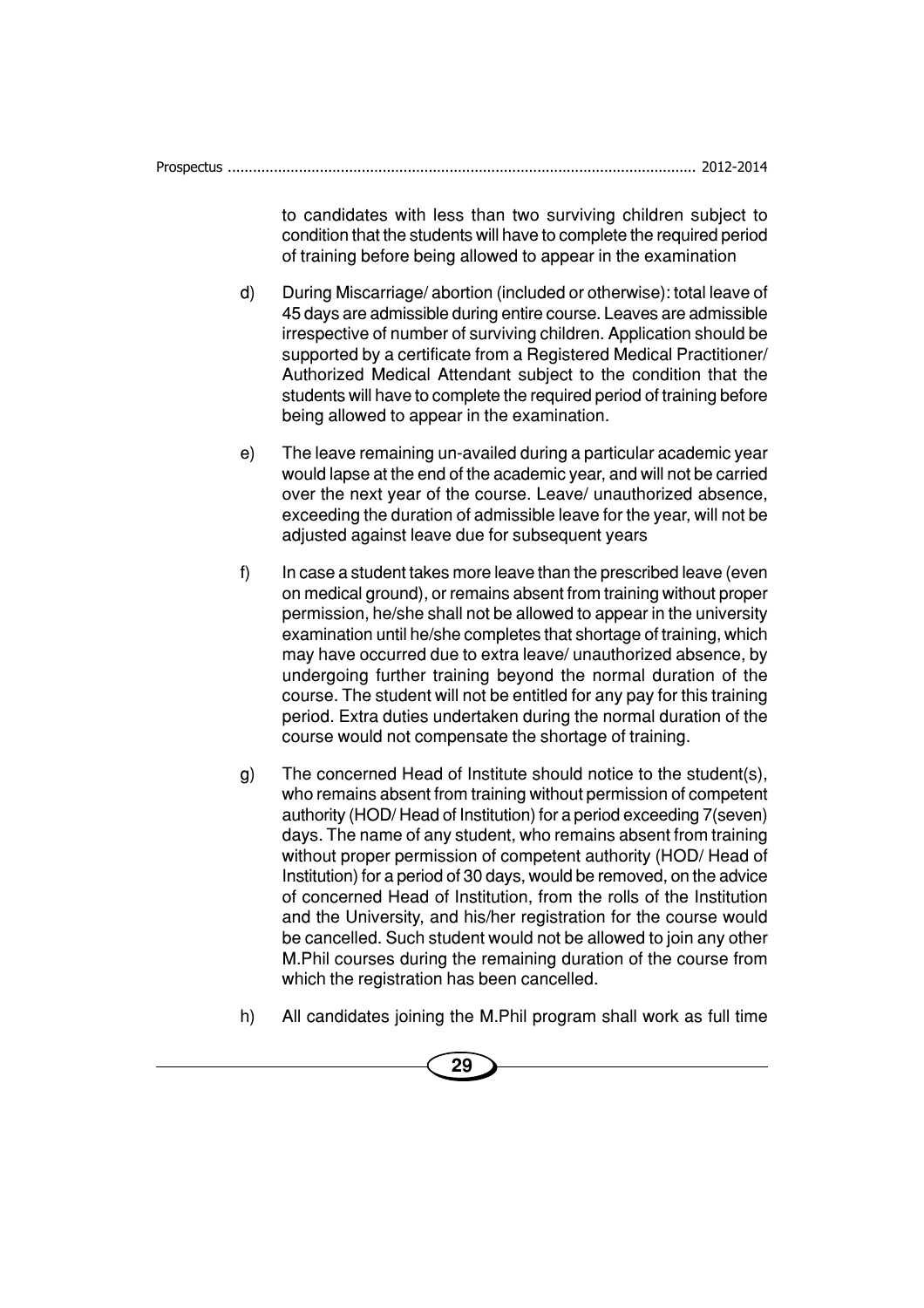to candidates with less than two surviving children subject to condition that the students will have to complete the required period of training before being allowed to appear in the examination

d) During Miscarriage/ abortion (included or otherwise): total leave of 45 days are admissible during entire course. Leaves are admissible irrespective of number of surviving children. Application should be supported by a certificate from a Registered Medical Practitioner/ Authorized Medical Attendant subject to the condition that the students will have to complete the required period of training before being allowed to appear in the examination.

e) The leave remaining un-availed during a particular academic year would lapse at the end of the academic year, and will not be carried over the next year of the course. Leave/ unauthorized absence, exceeding the duration of admissible leave for the year, will not be adjusted against leave due for subsequent years

f) In case a student takes more leave than the prescribed leave (even on medical ground), or remains absent from training without proper permission, he/she shall not be allowed to appear in the university examination until he/she completes that shortage of training, which may have occurred due to extra leave/ unauthorized absence, by undergoing further training beyond the normal duration of the course. The student will not be entitled for any pay for this training period. Extra duties undertaken during the normal duration of the course would not compensate the shortage of training.

g) The concerned Head of Institute should notice to the student(s), who remains absent from training without permission of competent authority (HOD/ Head of Institution) for a period exceeding 7(seven) days. The name of any student, who remains absent from training without proper permission of competent authority (HOD/ Head of Institution) for a period of 30 days, would be removed, on the advice of concerned Head of Institution, from the rolls of the Institution and the University, and his/her registration for the course would be cancelled. Such student would not be allowed to join any other M.Phil courses during the remaining duration of the course from which the registration has been cancelled.

h) All candidates joining the M.Phil program shall work as full time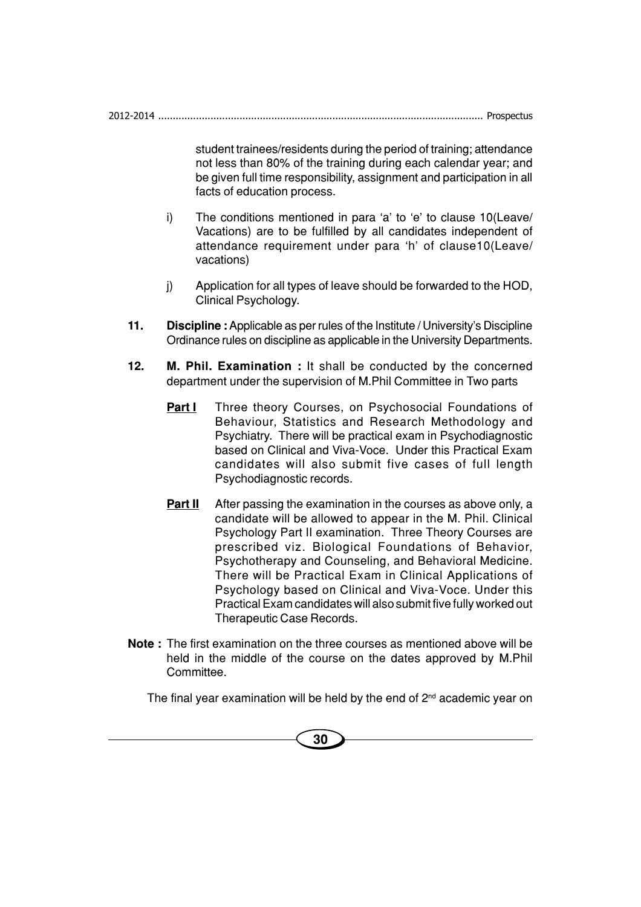student trainees/residents during the period of training; attendance not less than 80% of the training during each calendar year; and be given full time responsibility, assignment and participation in all facts of education process.

i) The conditions mentioned in para 'a' to 'e' to clause 10(Leave/ Vacations) are to be fulfilled by all candidates independent of attendance requirement under para 'h' of clause10(Leave/ vacations)

j) Application for all types of leave should be forwarded to the HOD, Clinical Psychology.

**11. Discipline :** Applicable as per rules of the Institute / University's Discipline Ordinance rules on discipline as applicable in the University Departments.

**12. M. Phil. Examination :** It shall be conducted by the concerned department under the supervision of M.Phil Committee in Two parts

**<u>Part I</u>** Three theory Courses, on Psychosocial Foundations of Behaviour, Statistics and Research Methodology and Psychiatry. There will be practical exam in Psychodiagnostic based on Clinical and Viva-Voce. Under this Practical Exam candidates will also submit five cases of full length Psychodiagnostic records.

**<u>Part II</u>** After passing the examination in the courses as above only, a candidate will be allowed to appear in the M. Phil. Clinical Psychology Part II examination. Three Theory Courses are prescribed viz. Biological Foundations of Behavior, Psychotherapy and Counseling, and Behavioral Medicine. There will be Practical Exam in Clinical Applications of Psychology based on Clinical and Viva-Voce. Under this Practical Exam candidates will also submit five fully worked out Therapeutic Case Records.

**Note :** The first examination on the three courses as mentioned above will be held in the middle of the course on the dates approved by M.Phil Committee.

The final year examination will be held by the end of 2nd academic year on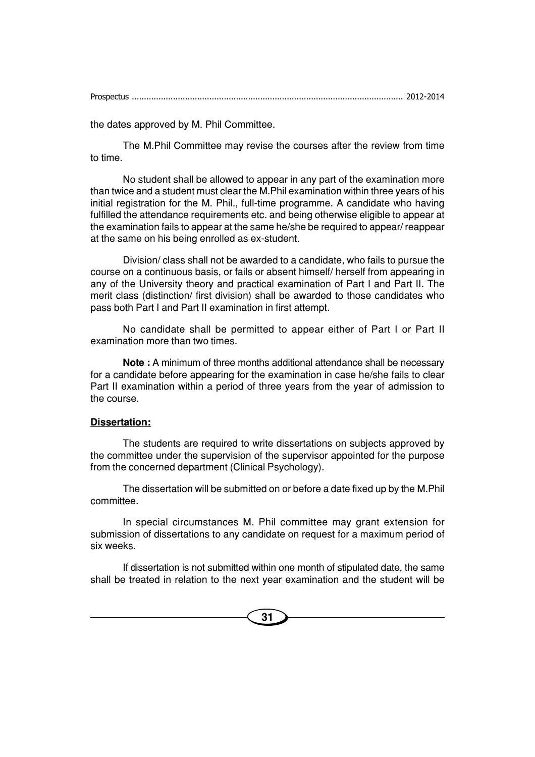the dates approved by M. Phil Committee.

The M.Phil Committee may revise the courses after the review from time to time.

No student shall be allowed to appear in any part of the examination more than twice and a student must clear the M.Phil examination within three years of his initial registration for the M. Phil., full-time programme. A candidate who having fulfilled the attendance requirements etc. and being otherwise eligible to appear at the examination fails to appear at the same he/she be required to appear/ reappear at the same on his being enrolled as ex-student.

Division/ class shall not be awarded to a candidate, who fails to pursue the course on a continuous basis, or fails or absent himself/ herself from appearing in any of the University theory and practical examination of Part I and Part II. The merit class (distinction/ first division) shall be awarded to those candidates who pass both Part I and Part II examination in first attempt.

No candidate shall be permitted to appear either of Part I or Part II examination more than two times.

**Note :** A minimum of three months additional attendance shall be necessary for a candidate before appearing for the examination in case he/she fails to clear Part II examination within a period of three years from the year of admission to the course.

**Dissertation:**

The students are required to write dissertations on subjects approved by the committee under the supervision of the supervisor appointed for the purpose from the concerned department (Clinical Psychology).

The dissertation will be submitted on or before a date fixed up by the M.Phil committee.

In special circumstances M. Phil committee may grant extension for submission of dissertations to any candidate on request for a maximum period of six weeks.

If dissertation is not submitted within one month of stipulated date, the same shall be treated in relation to the next year examination and the student will be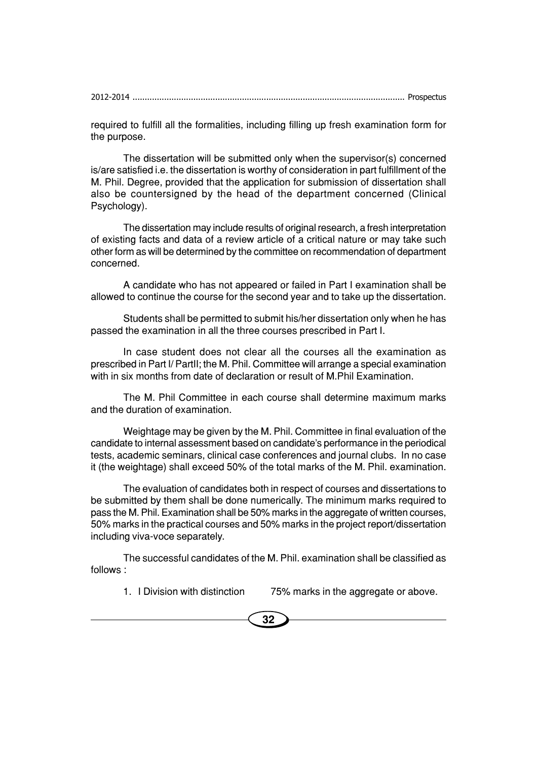required to fulfill all the formalities, including filling up fresh examination form for the purpose.

The dissertation will be submitted only when the supervisor(s) concerned is/are satisfied i.e. the dissertation is worthy of consideration in part fulfillment of the M. Phil. Degree, provided that the application for submission of dissertation shall also be countersigned by the head of the department concerned (Clinical Psychology).

The dissertation may include results of original research, a fresh interpretation of existing facts and data of a review article of a critical nature or may take such other form as will be determined by the committee on recommendation of department concerned.

A candidate who has not appeared or failed in Part I examination shall be allowed to continue the course for the second year and to take up the dissertation.

Students shall be permitted to submit his/her dissertation only when he has passed the examination in all the three courses prescribed in Part I.

In case student does not clear all the courses all the examination as prescribed in Part I/ PartII; the M. Phil. Committee will arrange a special examination with in six months from date of declaration or result of M.Phil Examination.

The M. Phil Committee in each course shall determine maximum marks and the duration of examination.

Weightage may be given by the M. Phil. Committee in final evaluation of the candidate to internal assessment based on candidate's performance in the periodical tests, academic seminars, clinical case conferences and journal clubs. In no case it (the weightage) shall exceed 50% of the total marks of the M. Phil. examination.

The evaluation of candidates both in respect of courses and dissertations to be submitted by them shall be done numerically. The minimum marks required to pass the M. Phil. Examination shall be 50% marks in the aggregate of written courses, 50% marks in the practical courses and 50% marks in the project report/dissertation including viva-voce separately.

The successful candidates of the M. Phil. examination shall be classified as follows :

1. I Division with distinction 75% marks in the aggregate or above.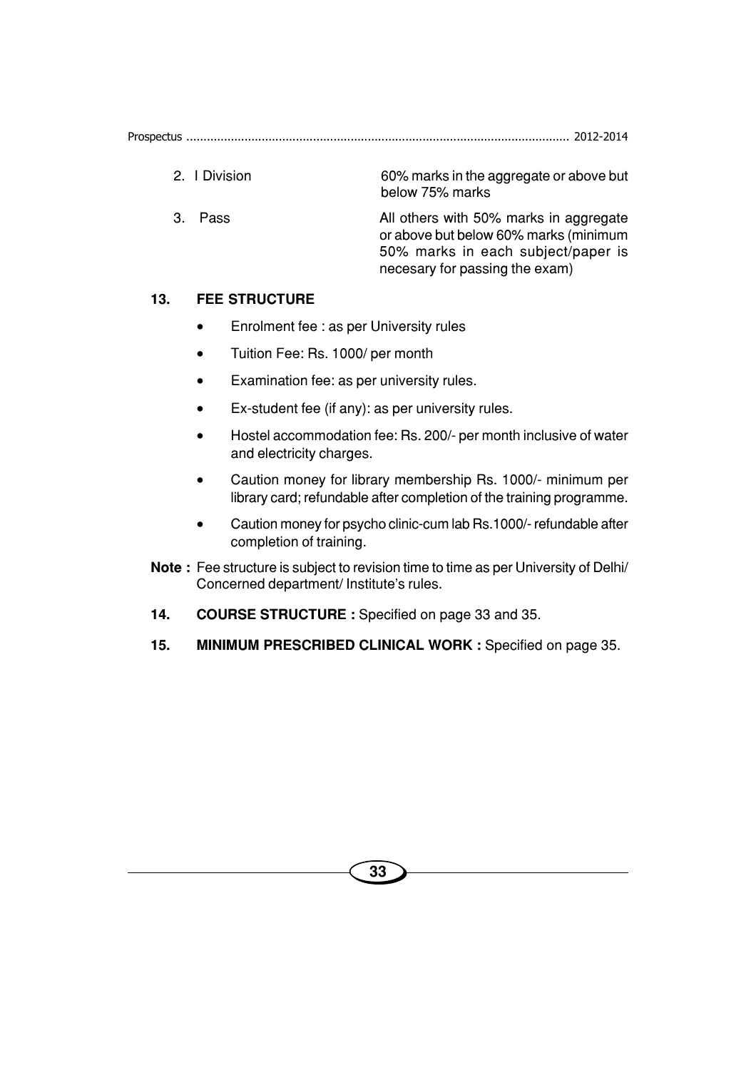| | |
|---|---|
| 2. I Division | 60% marks in the aggregate or above but below 75% marks |
| 3. Pass | All others with 50% marks in aggregate or above but below 60% marks (minimum 50% marks in each subject/paper is necesary for passing the exam) |

**13. FEE STRUCTURE**

- Enrolment fee : as per University rules
- Tuition Fee: Rs. 1000/ per month
- Examination fee: as per university rules.
- Ex-student fee (if any): as per university rules.
- Hostel accommodation fee: Rs. 200/- per month inclusive of water and electricity charges.
- Caution money for library membership Rs. 1000/- minimum per library card; refundable after completion of the training programme.
- Caution money for psycho clinic-cum lab Rs.1000/- refundable after completion of training.

**Note :** Fee structure is subject to revision time to time as per University of Delhi/ Concerned department/ Institute's rules.

**14. COURSE STRUCTURE :** Specified on page 33 and 35.

**15. MINIMUM PRESCRIBED CLINICAL WORK :** Specified on page 35.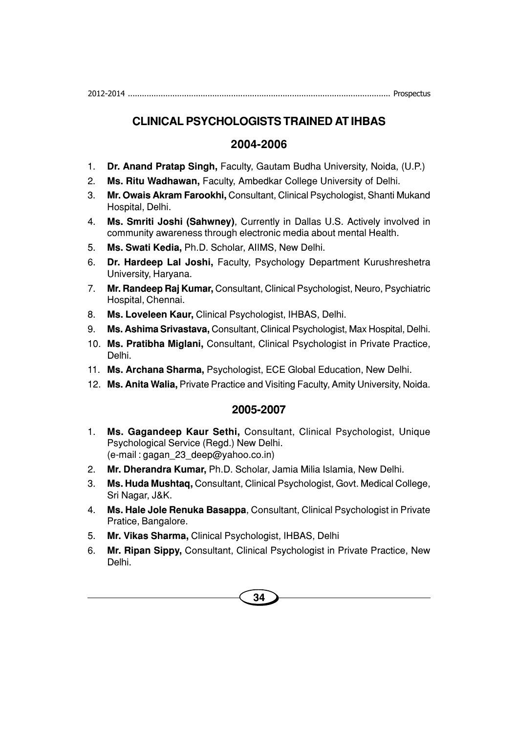# CLINICAL PSYCHOLOGISTS TRAINED AT IHBAS

## 2004-2006

1. **Dr. Anand Pratap Singh,** Faculty, Gautam Budha University, Noida, (U.P.)
2. **Ms. Ritu Wadhawan,** Faculty, Ambedkar College University of Delhi.
3. **Mr. Owais Akram Farookhi,** Consultant, Clinical Psychologist, Shanti Mukand Hospital, Delhi.
4. **Ms. Smriti Joshi (Sahwney)**, Currently in Dallas U.S. Actively involved in community awareness through electronic media about mental Health.
5. **Ms. Swati Kedia,** Ph.D. Scholar, AIIMS, New Delhi.
6. **Dr. Hardeep Lal Joshi,** Faculty, Psychology Department Kurushreshetra University, Haryana.
7. **Mr. Randeep Raj Kumar,** Consultant, Clinical Psychologist, Neuro, Psychiatric Hospital, Chennai.
8. **Ms. Loveleen Kaur,** Clinical Psychologist, IHBAS, Delhi.
9. **Ms. Ashima Srivastava,** Consultant, Clinical Psychologist, Max Hospital, Delhi.
10. **Ms. Pratibha Miglani,** Consultant, Clinical Psychologist in Private Practice, Delhi.
11. **Ms. Archana Sharma,** Psychologist, ECE Global Education, New Delhi.
12. **Ms. Anita Walia,** Private Practice and Visiting Faculty, Amity University, Noida.

## 2005-2007

1. **Ms. Gagandeep Kaur Sethi,** Consultant, Clinical Psychologist, Unique Psychological Service (Regd.) New Delhi.
   (e-mail : gagan_23_deep@yahoo.co.in)
2. **Mr. Dherandra Kumar,** Ph.D. Scholar, Jamia Milia Islamia, New Delhi.
3. **Ms. Huda Mushtaq,** Consultant, Clinical Psychologist, Govt. Medical College, Sri Nagar, J&K.
4. **Ms. Hale Jole Renuka Basappa**, Consultant, Clinical Psychologist in Private Pratice, Bangalore.
5. **Mr. Vikas Sharma,** Clinical Psychologist, IHBAS, Delhi
6. **Mr. Ripan Sippy,** Consultant, Clinical Psychologist in Private Practice, New Delhi.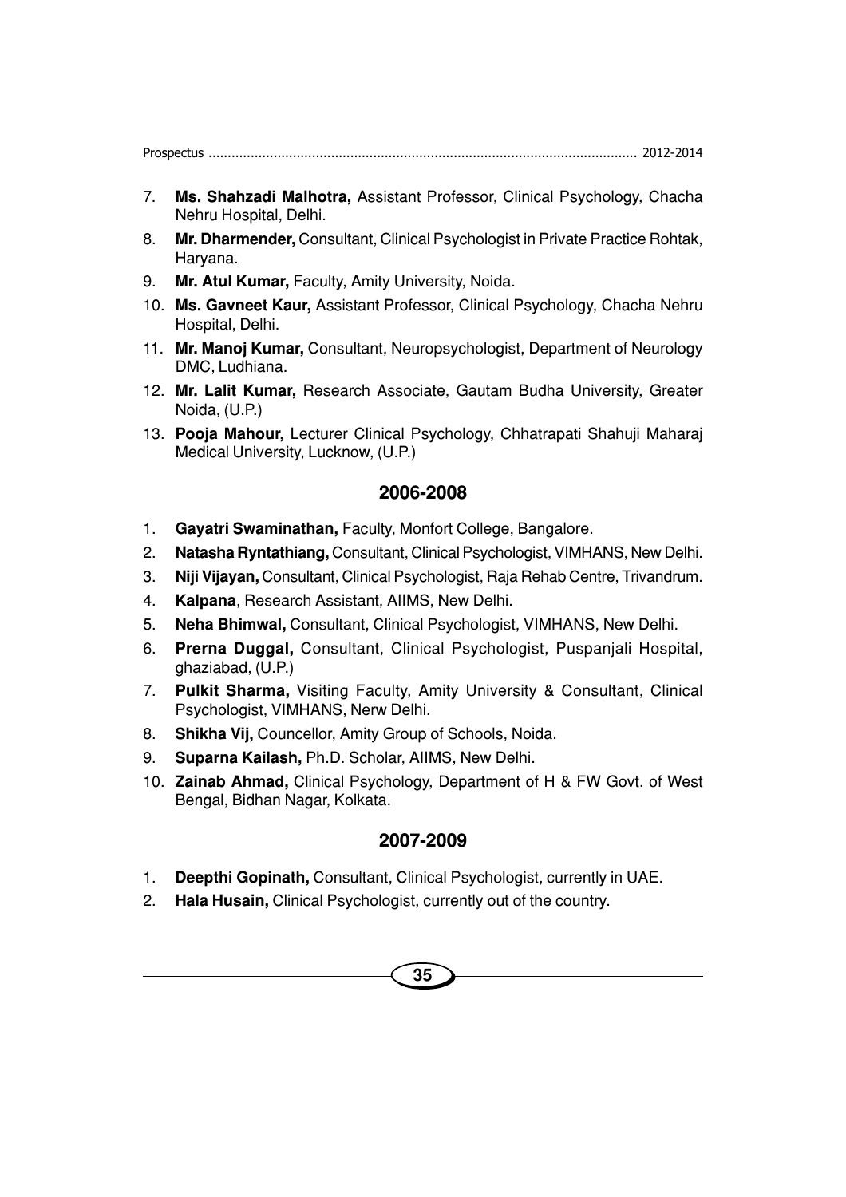7. **Ms. Shahzadi Malhotra,** Assistant Professor, Clinical Psychology, Chacha Nehru Hospital, Delhi.
8. **Mr. Dharmender,** Consultant, Clinical Psychologist in Private Practice Rohtak, Haryana.
9. **Mr. Atul Kumar,** Faculty, Amity University, Noida.
10. **Ms. Gavneet Kaur,** Assistant Professor, Clinical Psychology, Chacha Nehru Hospital, Delhi.
11. **Mr. Manoj Kumar,** Consultant, Neuropsychologist, Department of Neurology DMC, Ludhiana.
12. **Mr. Lalit Kumar,** Research Associate, Gautam Budha University, Greater Noida, (U.P.)
13. **Pooja Mahour,** Lecturer Clinical Psychology, Chhatrapati Shahuji Maharaj Medical University, Lucknow, (U.P.)

## 2006-2008

1. **Gayatri Swaminathan,** Faculty, Monfort College, Bangalore.
2. **Natasha Ryntathiang,** Consultant, Clinical Psychologist, VIMHANS, New Delhi.
3. **Niji Vijayan,** Consultant, Clinical Psychologist, Raja Rehab Centre, Trivandrum.
4. **Kalpana**, Research Assistant, AIIMS, New Delhi.
5. **Neha Bhimwal,** Consultant, Clinical Psychologist, VIMHANS, New Delhi.
6. **Prerna Duggal,** Consultant, Clinical Psychologist, Puspanjali Hospital, ghaziabad, (U.P.)
7. **Pulkit Sharma,** Visiting Faculty, Amity University & Consultant, Clinical Psychologist, VIMHANS, Nerw Delhi.
8. **Shikha Vij,** Councellor, Amity Group of Schools, Noida.
9. **Suparna Kailash,** Ph.D. Scholar, AIIMS, New Delhi.
10. **Zainab Ahmad,** Clinical Psychology, Department of H & FW Govt. of West Bengal, Bidhan Nagar, Kolkata.

## 2007-2009

1. **Deepthi Gopinath,** Consultant, Clinical Psychologist, currently in UAE.
2. **Hala Husain,** Clinical Psychologist, currently out of the country.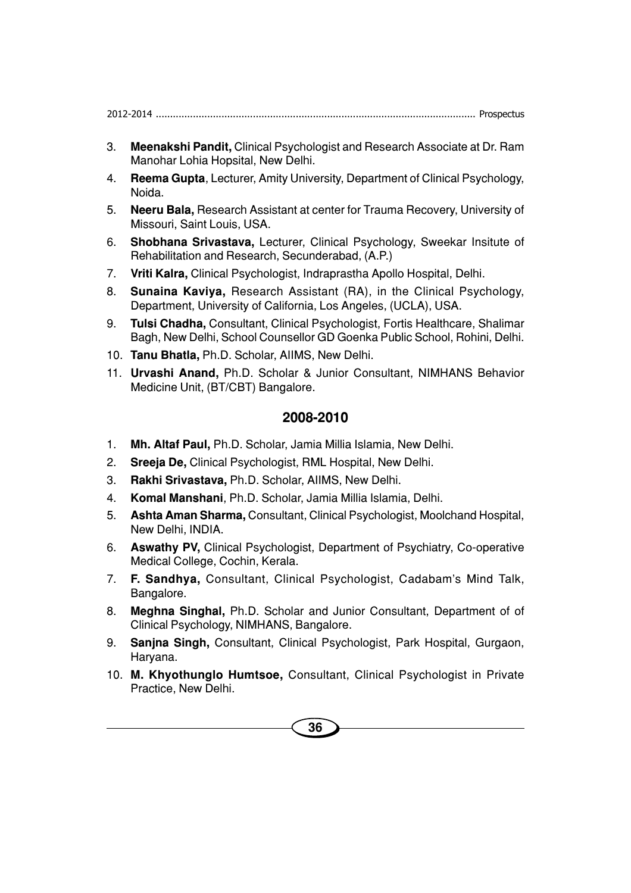3. **Meenakshi Pandit,** Clinical Psychologist and Research Associate at Dr. Ram Manohar Lohia Hopsital, New Delhi.
4. **Reema Gupta**, Lecturer, Amity University, Department of Clinical Psychology, Noida.
5. **Neeru Bala,** Research Assistant at center for Trauma Recovery, University of Missouri, Saint Louis, USA.
6. **Shobhana Srivastava,** Lecturer, Clinical Psychology, Sweekar Insitute of Rehabilitation and Research, Secunderabad, (A.P.)
7. **Vriti Kalra,** Clinical Psychologist, Indraprastha Apollo Hospital, Delhi.
8. **Sunaina Kaviya,** Research Assistant (RA), in the Clinical Psychology, Department, University of California, Los Angeles, (UCLA), USA.
9. **Tulsi Chadha,** Consultant, Clinical Psychologist, Fortis Healthcare, Shalimar Bagh, New Delhi, School Counsellor GD Goenka Public School, Rohini, Delhi.
10. **Tanu Bhatla,** Ph.D. Scholar, AIIMS, New Delhi.
11. **Urvashi Anand,** Ph.D. Scholar & Junior Consultant, NIMHANS Behavior Medicine Unit, (BT/CBT) Bangalore.

## 2008-2010

1. **Mh. Altaf Paul,** Ph.D. Scholar, Jamia Millia Islamia, New Delhi.
2. **Sreeja De,** Clinical Psychologist, RML Hospital, New Delhi.
3. **Rakhi Srivastava,** Ph.D. Scholar, AIIMS, New Delhi.
4. **Komal Manshani**, Ph.D. Scholar, Jamia Millia Islamia, Delhi.
5. **Ashta Aman Sharma,** Consultant, Clinical Psychologist, Moolchand Hospital, New Delhi, INDIA.
6. **Aswathy PV,** Clinical Psychologist, Department of Psychiatry, Co-operative Medical College, Cochin, Kerala.
7. **F. Sandhya,** Consultant, Clinical Psychologist, Cadabam's Mind Talk, Bangalore.
8. **Meghna Singhal,** Ph.D. Scholar and Junior Consultant, Department of of Clinical Psychology, NIMHANS, Bangalore.
9. **Sanjna Singh,** Consultant, Clinical Psychologist, Park Hospital, Gurgaon, Haryana.
10. **M. Khyothunglo Humtsoe,** Consultant, Clinical Psychologist in Private Practice, New Delhi.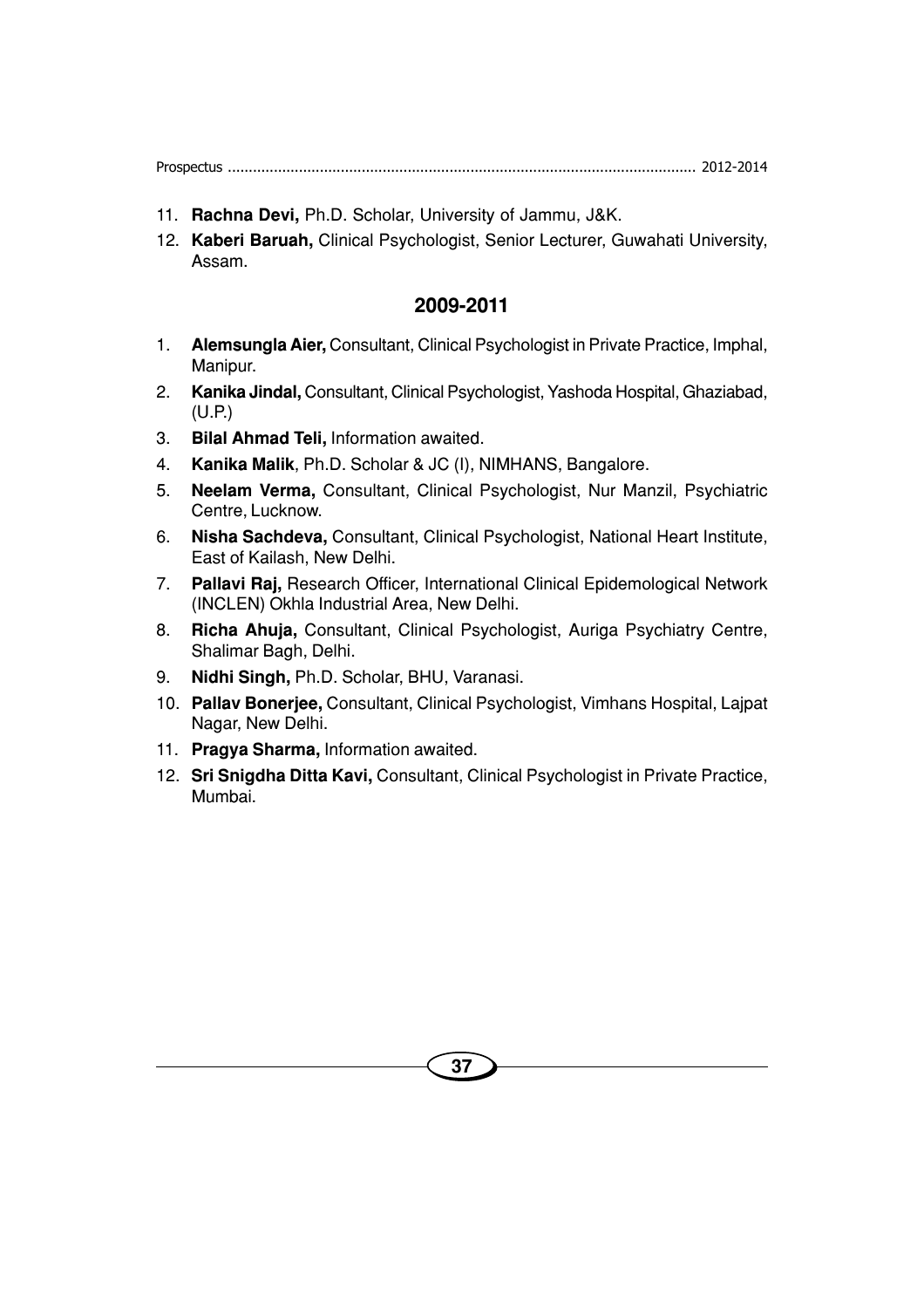11. **Rachna Devi,** Ph.D. Scholar, University of Jammu, J&K.
12. **Kaberi Baruah,** Clinical Psychologist, Senior Lecturer, Guwahati University, Assam.

## 2009-2011

1. **Alemsungla Aier,** Consultant, Clinical Psychologist in Private Practice, Imphal, Manipur.
2. **Kanika Jindal,** Consultant, Clinical Psychologist, Yashoda Hospital, Ghaziabad, (U.P.)
3. **Bilal Ahmad Teli,** Information awaited.
4. **Kanika Malik**, Ph.D. Scholar & JC (I), NIMHANS, Bangalore.
5. **Neelam Verma,** Consultant, Clinical Psychologist, Nur Manzil, Psychiatric Centre, Lucknow.
6. **Nisha Sachdeva,** Consultant, Clinical Psychologist, National Heart Institute, East of Kailash, New Delhi.
7. **Pallavi Raj,** Research Officer, International Clinical Epidemological Network (INCLEN) Okhla Industrial Area, New Delhi.
8. **Richa Ahuja,** Consultant, Clinical Psychologist, Auriga Psychiatry Centre, Shalimar Bagh, Delhi.
9. **Nidhi Singh,** Ph.D. Scholar, BHU, Varanasi.
10. **Pallav Bonerjee,** Consultant, Clinical Psychologist, Vimhans Hospital, Lajpat Nagar, New Delhi.
11. **Pragya Sharma,** Information awaited.
12. **Sri Snigdha Ditta Kavi,** Consultant, Clinical Psychologist in Private Practice, Mumbai.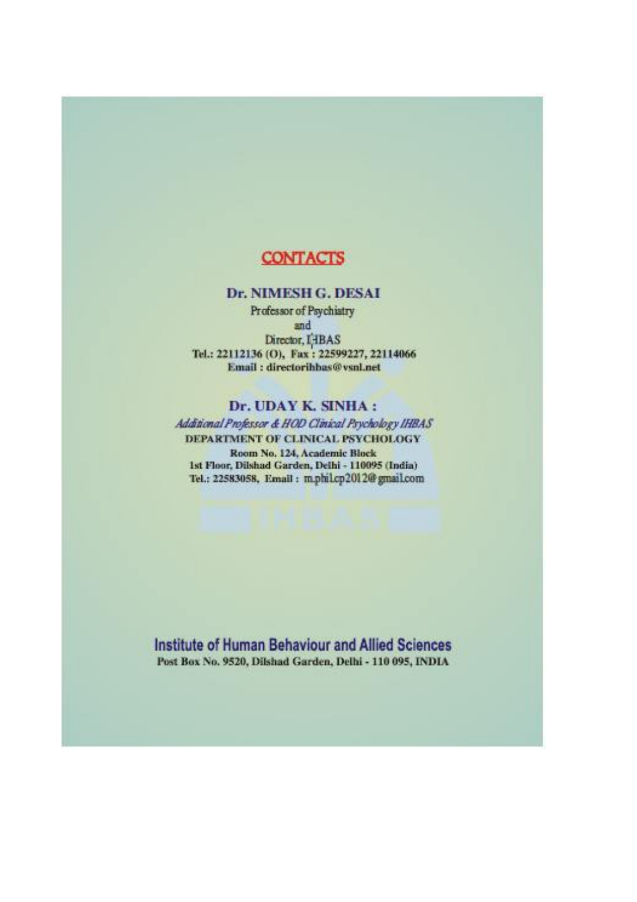## CONTACTS

**Dr. NIMESH G. DESAI**

Professor of Psychiatry

and

Director, IHBAS

**Tel.: 22112136 (O), Fax : 22599227, 22114066**

**Email : directorihbas@vsnl.net**

**Dr. UDAY K. SINHA :**

*Additional Professor & HOD Clinical Psychology IHBAS*

**DEPARTMENT OF CLINICAL PSYCHOLOGY**

**Room No. 124, Academic Block**

**1st Floor, Dilshad Garden, Delhi - 110095 (India)**

**Tel.: 22583058, Email :** m.phil.cp2012@gmail.com

**Institute of Human Behaviour and Allied Sciences**

**Post Box No. 9520, Dilshad Garden, Delhi - 110 095, INDIA**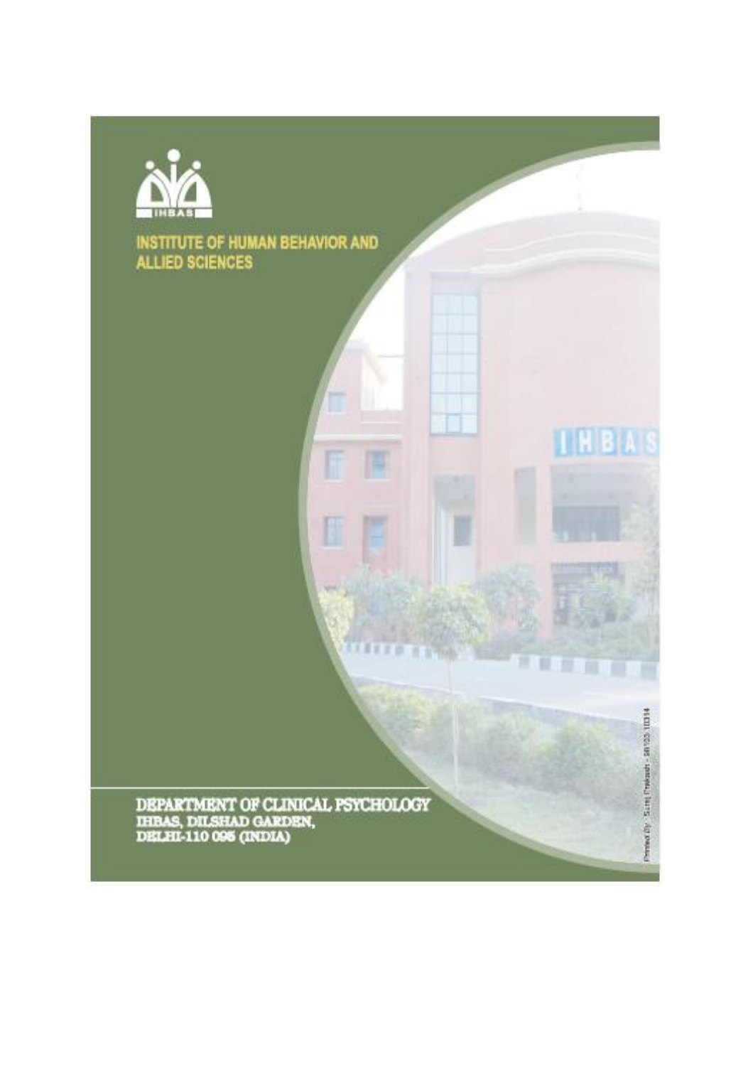INSTITUTE OF HUMAN BEHAVIOR AND ALLIED SCIENCES

DEPARTMENT OF CLINICAL PSYCHOLOGY
IHBAS, DILSHAD GARDEN,
DELHI-110 095 (INDIA)